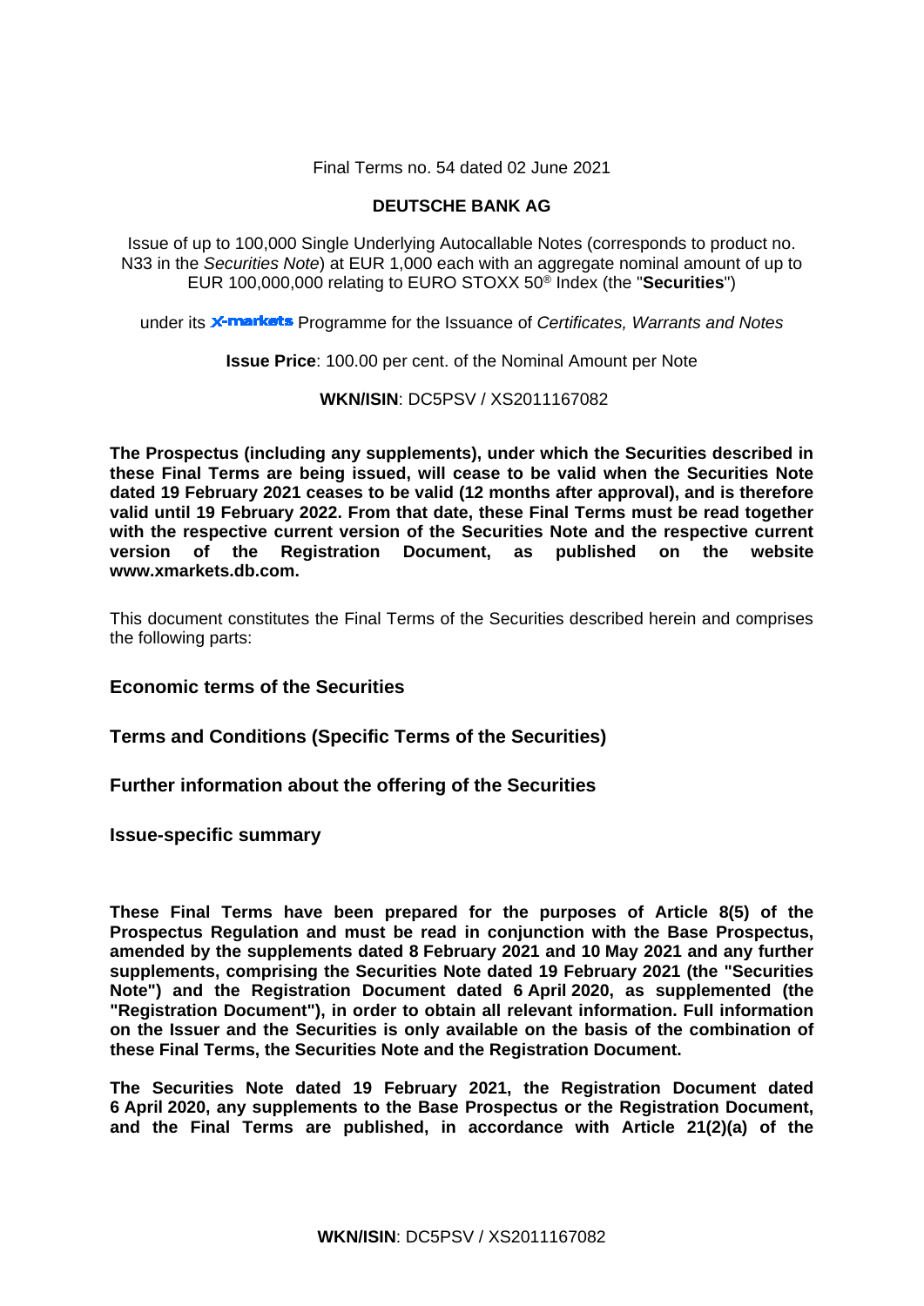Final Terms no. 54 dated 02 June 2021

**DEUTSCHE BANK AG**

Issue of up to 100,000 Single Underlying Autocallable Notes (corresponds to product no. N33 in the *Securities Note*) at EUR 1,000 each with an aggregate nominal amount of up to EUR 100,000,000 relating to EURO STOXX 50® Index (the "**Securities**")

under its X-markets Programme for the Issuance of *Certificates, Warrants and Notes*

**Issue Price**: 100.00 per cent. of the Nominal Amount per Note

**WKN/ISIN**: DC5PSV / XS2011167082

**The Prospectus (including any supplements), under which the Securities described in these Final Terms are being issued, will cease to be valid when the Securities Note dated 19 February 2021 ceases to be valid (12 months after approval), and is therefore valid until 19 February 2022. From that date, these Final Terms must be read together with the respective current version of the Securities Note and the respective current version of the Registration Document, as published on the website www.xmarkets.db.com.**

This document constitutes the Final Terms of the Securities described herein and comprises the following parts:

## Economic terms of the Securities

## Terms and Conditions (Specific Terms of the Securities)

## Further information about the offering of the Securities

## Issue-specific summary

**These Final Terms have been prepared for the purposes of Article 8(5) of the Prospectus Regulation and must be read in conjunction with the Base Prospectus, amended by the supplements dated 8 February 2021 and 10 May 2021 and any further supplements, comprising the Securities Note dated 19 February 2021 (the "Securities Note") and the Registration Document dated 6 April 2020, as supplemented (the "Registration Document"), in order to obtain all relevant information. Full information on the Issuer and the Securities is only available on the basis of the combination of these Final Terms, the Securities Note and the Registration Document.**

**The Securities Note dated 19 February 2021, the Registration Document dated 6 April 2020, any supplements to the Base Prospectus or the Registration Document, and the Final Terms are published, in accordance with Article 21(2)(a) of the**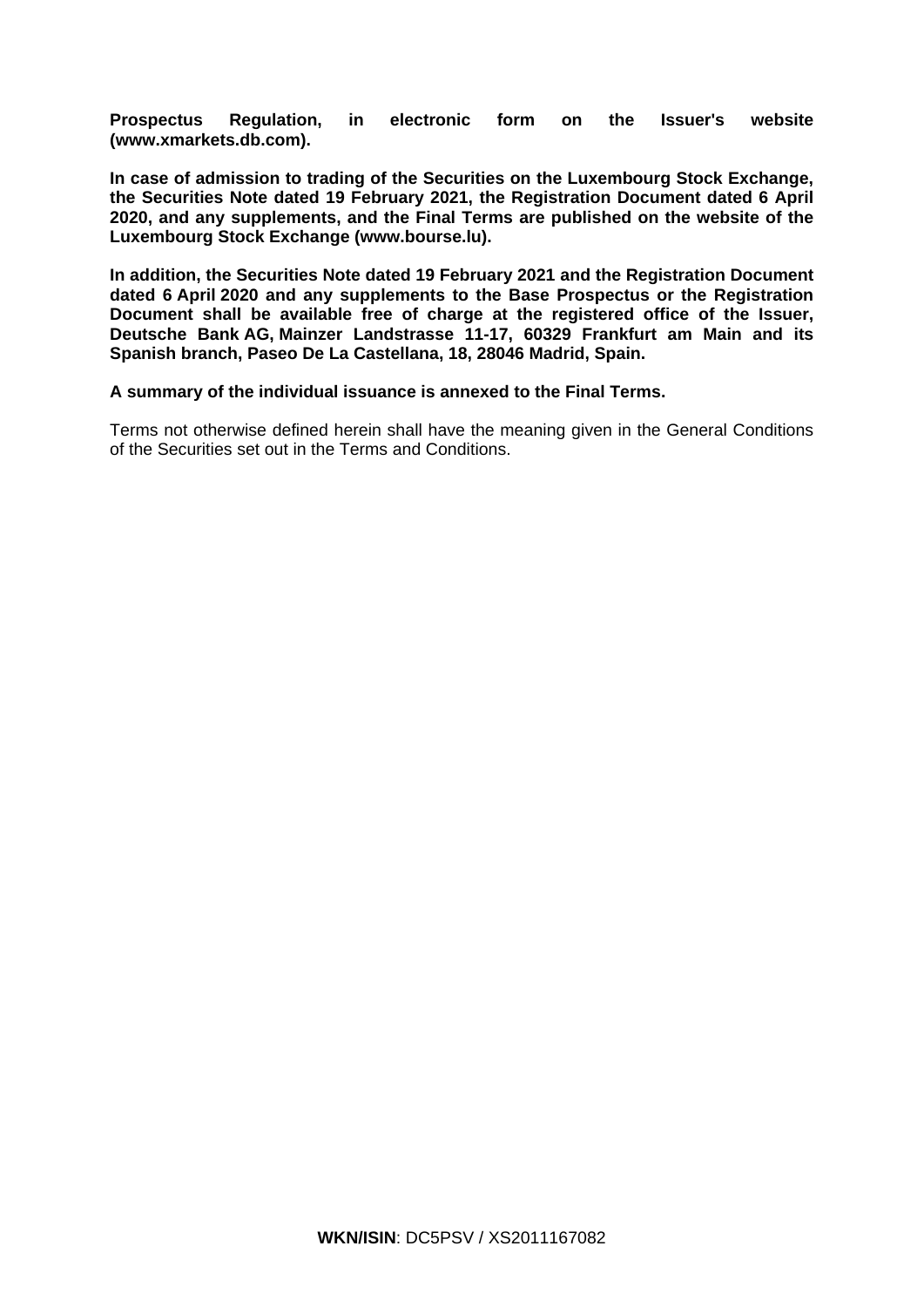**Prospectus Regulation, in electronic form on the Issuer's website (www.xmarkets.db.com).**

**In case of admission to trading of the Securities on the Luxembourg Stock Exchange, the Securities Note dated 19 February 2021, the Registration Document dated 6 April 2020, and any supplements, and the Final Terms are published on the website of the Luxembourg Stock Exchange (www.bourse.lu).**

**In addition, the Securities Note dated 19 February 2021 and the Registration Document dated 6 April 2020 and any supplements to the Base Prospectus or the Registration Document shall be available free of charge at the registered office of the Issuer, Deutsche Bank AG, Mainzer Landstrasse 11-17, 60329 Frankfurt am Main and its Spanish branch, Paseo De La Castellana, 18, 28046 Madrid, Spain.**

**A summary of the individual issuance is annexed to the Final Terms.**

Terms not otherwise defined herein shall have the meaning given in the General Conditions of the Securities set out in the Terms and Conditions.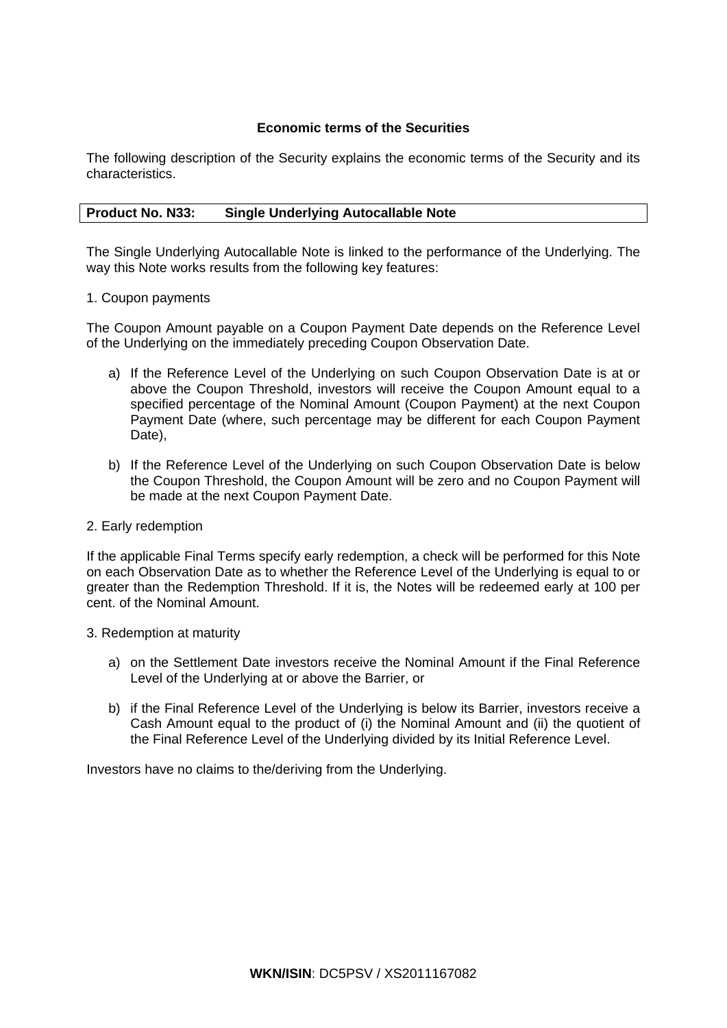## Economic terms of the Securities

The following description of the Security explains the economic terms of the Security and its characteristics.

| Product No. N33: | Single Underlying Autocallable Note |
|---|---|

The Single Underlying Autocallable Note is linked to the performance of the Underlying. The way this Note works results from the following key features:

1. Coupon payments

The Coupon Amount payable on a Coupon Payment Date depends on the Reference Level of the Underlying on the immediately preceding Coupon Observation Date.

a) If the Reference Level of the Underlying on such Coupon Observation Date is at or above the Coupon Threshold, investors will receive the Coupon Amount equal to a specified percentage of the Nominal Amount (Coupon Payment) at the next Coupon Payment Date (where, such percentage may be different for each Coupon Payment Date),

b) If the Reference Level of the Underlying on such Coupon Observation Date is below the Coupon Threshold, the Coupon Amount will be zero and no Coupon Payment will be made at the next Coupon Payment Date.

2. Early redemption

If the applicable Final Terms specify early redemption, a check will be performed for this Note on each Observation Date as to whether the Reference Level of the Underlying is equal to or greater than the Redemption Threshold. If it is, the Notes will be redeemed early at 100 per cent. of the Nominal Amount.

3. Redemption at maturity

a) on the Settlement Date investors receive the Nominal Amount if the Final Reference Level of the Underlying at or above the Barrier, or

b) if the Final Reference Level of the Underlying is below its Barrier, investors receive a Cash Amount equal to the product of (i) the Nominal Amount and (ii) the quotient of the Final Reference Level of the Underlying divided by its Initial Reference Level.

Investors have no claims to the/deriving from the Underlying.

**WKN/ISIN**: DC5PSV / XS2011167082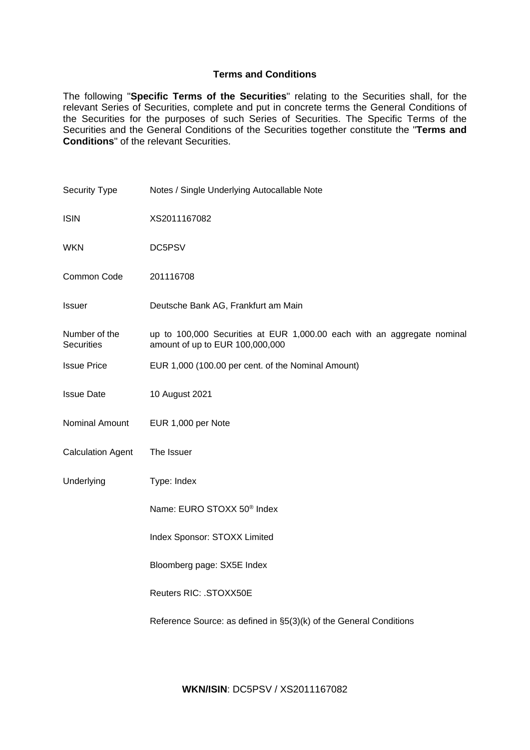## Terms and Conditions

The following "**Specific Terms of the Securities**" relating to the Securities shall, for the relevant Series of Securities, complete and put in concrete terms the General Conditions of the Securities for the purposes of such Series of Securities. The Specific Terms of the Securities and the General Conditions of the Securities together constitute the "**Terms and Conditions**" of the relevant Securities.

| | |
|---|---|
| Security Type | Notes / Single Underlying Autocallable Note |
| ISIN | XS2011167082 |
| WKN | DC5PSV |
| Common Code | 201116708 |
| Issuer | Deutsche Bank AG, Frankfurt am Main |
| Number of the Securities | up to 100,000 Securities at EUR 1,000.00 each with an aggregate nominal amount of up to EUR 100,000,000 |
| Issue Price | EUR 1,000 (100.00 per cent. of the Nominal Amount) |
| Issue Date | 10 August 2021 |
| Nominal Amount | EUR 1,000 per Note |
| Calculation Agent | The Issuer |
| Underlying | Type: Index<br><br>Name: EURO STOXX 50® Index<br><br>Index Sponsor: STOXX Limited<br><br>Bloomberg page: SX5E Index<br><br>Reuters RIC: .STOXX50E<br><br>Reference Source: as defined in §5(3)(k) of the General Conditions |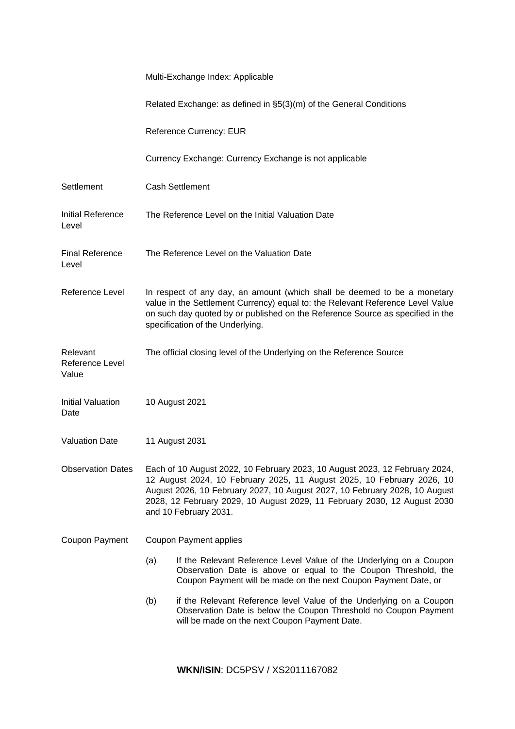| | |
|---|---|
| | Multi-Exchange Index: Applicable |
| | Related Exchange: as defined in §5(3)(m) of the General Conditions |
| | Reference Currency: EUR |
| | Currency Exchange: Currency Exchange is not applicable |
| Settlement | Cash Settlement |
| Initial Reference Level | The Reference Level on the Initial Valuation Date |
| Final Reference Level | The Reference Level on the Valuation Date |
| Reference Level | In respect of any day, an amount (which shall be deemed to be a monetary value in the Settlement Currency) equal to: the Relevant Reference Level Value on such day quoted by or published on the Reference Source as specified in the specification of the Underlying. |
| Relevant Reference Level Value | The official closing level of the Underlying on the Reference Source |
| Initial Valuation Date | 10 August 2021 |
| Valuation Date | 11 August 2031 |
| Observation Dates | Each of 10 August 2022, 10 February 2023, 10 August 2023, 12 February 2024, 12 August 2024, 10 February 2025, 11 August 2025, 10 February 2026, 10 August 2026, 10 February 2027, 10 August 2027, 10 February 2028, 10 August 2028, 12 February 2029, 10 August 2029, 11 February 2030, 12 August 2030 and 10 February 2031. |
| Coupon Payment | Coupon Payment applies<br><br>(a) If the Relevant Reference Level Value of the Underlying on a Coupon Observation Date is above or equal to the Coupon Threshold, the Coupon Payment will be made on the next Coupon Payment Date, or<br><br>(b) if the Relevant Reference level Value of the Underlying on a Coupon Observation Date is below the Coupon Threshold no Coupon Payment will be made on the next Coupon Payment Date. |

**WKN/ISIN**: DC5PSV / XS2011167082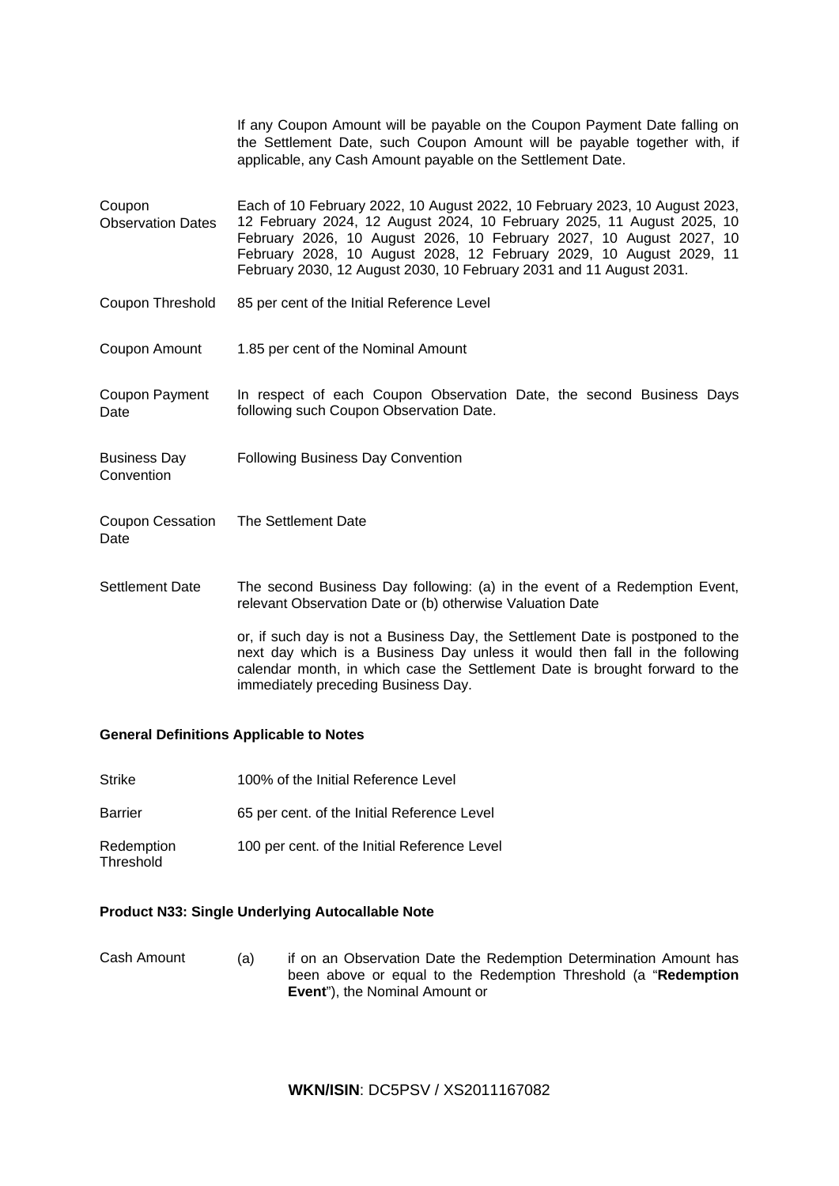|  |  |
|---|---|
|  | If any Coupon Amount will be payable on the Coupon Payment Date falling on the Settlement Date, such Coupon Amount will be payable together with, if applicable, any Cash Amount payable on the Settlement Date. |
| Coupon Observation Dates | Each of 10 February 2022, 10 August 2022, 10 February 2023, 10 August 2023, 12 February 2024, 12 August 2024, 10 February 2025, 11 August 2025, 10 February 2026, 10 August 2026, 10 February 2027, 10 August 2027, 10 February 2028, 10 August 2028, 12 February 2029, 10 August 2029, 11 February 2030, 12 August 2030, 10 February 2031 and 11 August 2031. |
| Coupon Threshold | 85 per cent of the Initial Reference Level |
| Coupon Amount | 1.85 per cent of the Nominal Amount |
| Coupon Payment Date | In respect of each Coupon Observation Date, the second Business Days following such Coupon Observation Date. |
| Business Day Convention | Following Business Day Convention |
| Coupon Cessation Date | The Settlement Date |
| Settlement Date | The second Business Day following: (a) in the event of a Redemption Event, relevant Observation Date or (b) otherwise Valuation Date<br><br>or, if such day is not a Business Day, the Settlement Date is postponed to the next day which is a Business Day unless it would then fall in the following calendar month, in which case the Settlement Date is brought forward to the immediately preceding Business Day. |

**General Definitions Applicable to Notes**

|  |  |
|---|---|
| Strike | 100% of the Initial Reference Level |
| Barrier | 65 per cent. of the Initial Reference Level |
| Redemption Threshold | 100 per cent. of the Initial Reference Level |

**Product N33: Single Underlying Autocallable Note**

|  |  |  |
|---|---|---|
| Cash Amount | (a) | if on an Observation Date the Redemption Determination Amount has been above or equal to the Redemption Threshold (a "**Redemption Event**"), the Nominal Amount or |

**WKN/ISIN**: DC5PSV / XS2011167082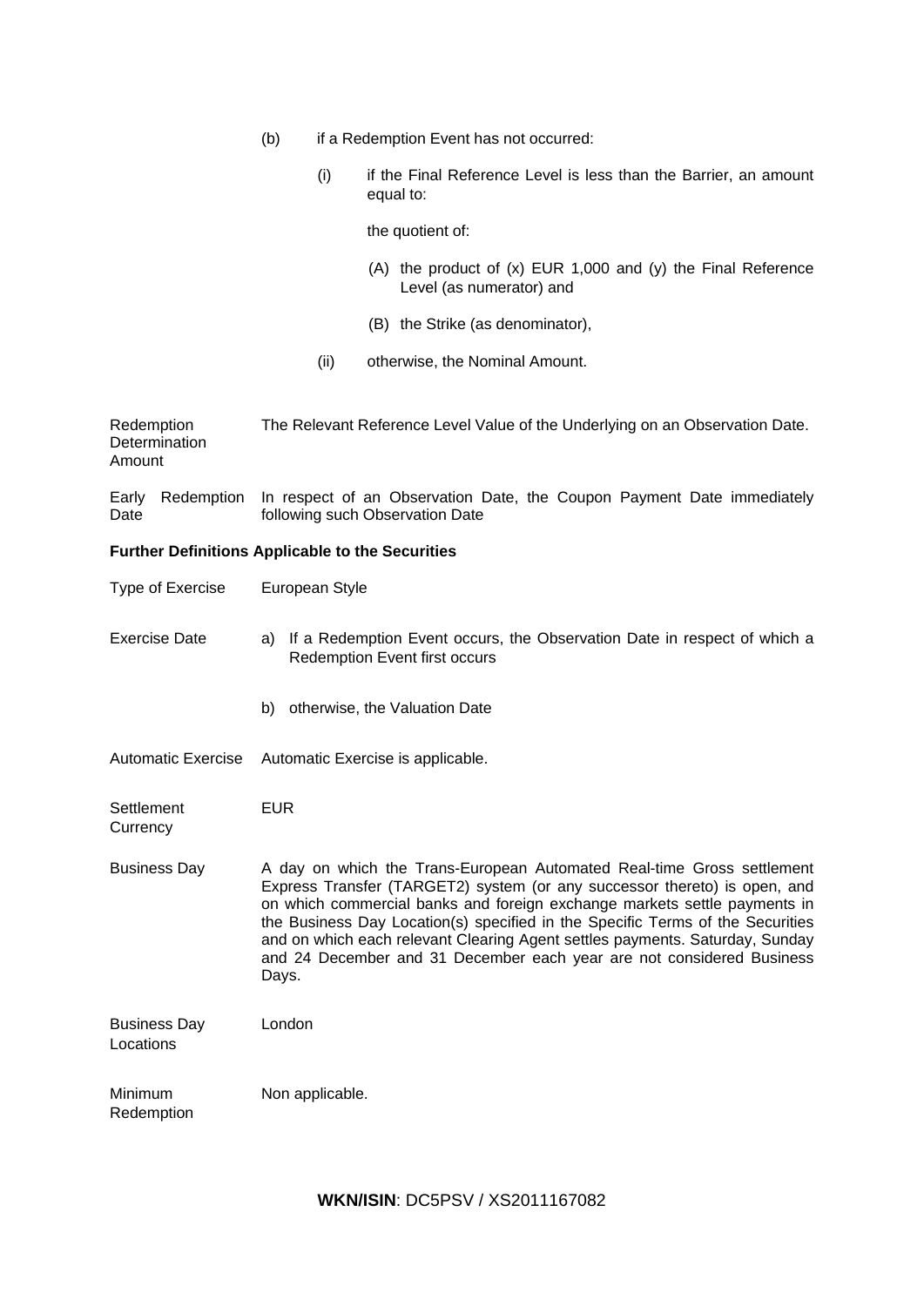(b) if a Redemption Event has not occurred:

(i) if the Final Reference Level is less than the Barrier, an amount equal to:

the quotient of:

(A) the product of (x) EUR 1,000 and (y) the Final Reference Level (as numerator) and

(B) the Strike (as denominator),

(ii) otherwise, the Nominal Amount.

| | |
|---|---|
| Redemption Determination Amount | The Relevant Reference Level Value of the Underlying on an Observation Date. |
| Early Redemption Date | In respect of an Observation Date, the Coupon Payment Date immediately following such Observation Date |

**Further Definitions Applicable to the Securities**

| | |
|---|---|
| Type of Exercise | European Style |
| Exercise Date | a) If a Redemption Event occurs, the Observation Date in respect of which a Redemption Event first occurs<br><br>b) otherwise, the Valuation Date |
| Automatic Exercise | Automatic Exercise is applicable. |
| Settlement Currency | EUR |
| Business Day | A day on which the Trans-European Automated Real-time Gross settlement Express Transfer (TARGET2) system (or any successor thereto) is open, and on which commercial banks and foreign exchange markets settle payments in the Business Day Location(s) specified in the Specific Terms of the Securities and on which each relevant Clearing Agent settles payments. Saturday, Sunday and 24 December and 31 December each year are not considered Business Days. |
| Business Day Locations | London |
| Minimum Redemption | Non applicable. |

**WKN/ISIN**: DC5PSV / XS2011167082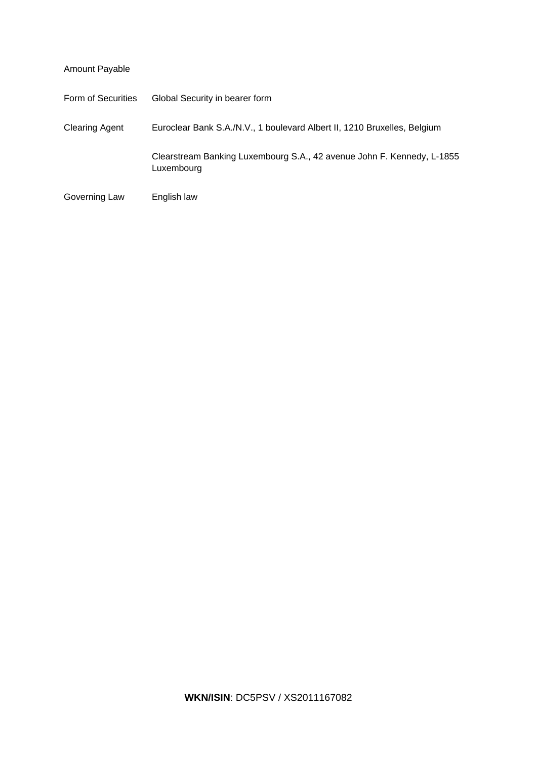Amount Payable

| | |
|---|---|
| Form of Securities | Global Security in bearer form |
| Clearing Agent | Euroclear Bank S.A./N.V., 1 boulevard Albert II, 1210 Bruxelles, Belgium |
| | Clearstream Banking Luxembourg S.A., 42 avenue John F. Kennedy, L-1855 Luxembourg |
| Governing Law | English law |

**WKN/ISIN**: DC5PSV / XS2011167082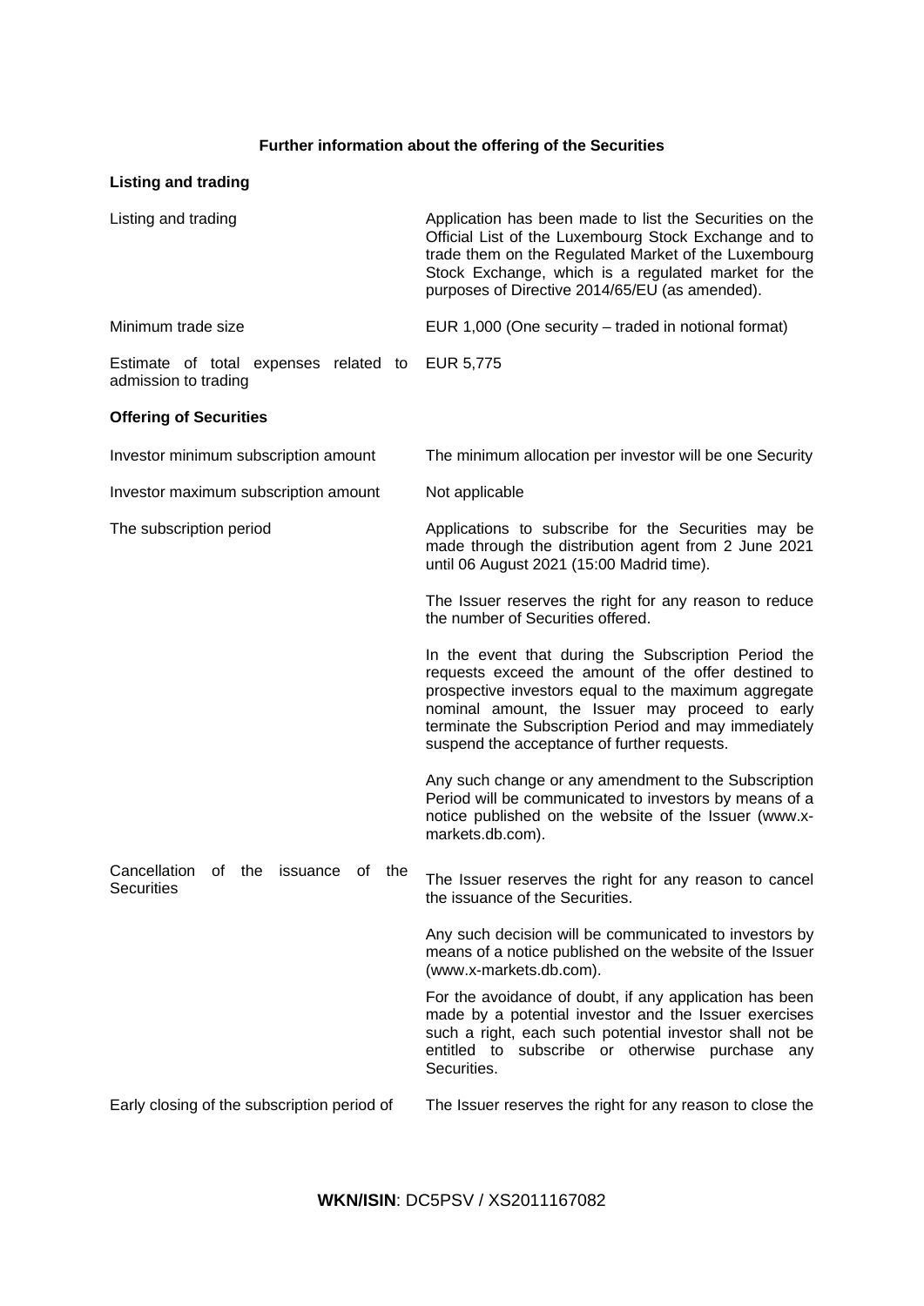## Further information about the offering of the Securities

### Listing and trading

| | |
|---|---|
| Listing and trading | Application has been made to list the Securities on the Official List of the Luxembourg Stock Exchange and to trade them on the Regulated Market of the Luxembourg Stock Exchange, which is a regulated market for the purposes of Directive 2014/65/EU (as amended). |
| Minimum trade size | EUR 1,000 (One security – traded in notional format) |
| Estimate of total expenses related to admission to trading | EUR 5,775 |

### Offering of Securities

| | |
|---|---|
| Investor minimum subscription amount | The minimum allocation per investor will be one Security |
| Investor maximum subscription amount | Not applicable |
| The subscription period | Applications to subscribe for the Securities may be made through the distribution agent from 2 June 2021 until 06 August 2021 (15:00 Madrid time).<br><br>The Issuer reserves the right for any reason to reduce the number of Securities offered.<br><br>In the event that during the Subscription Period the requests exceed the amount of the offer destined to prospective investors equal to the maximum aggregate nominal amount, the Issuer may proceed to early terminate the Subscription Period and may immediately suspend the acceptance of further requests.<br><br>Any such change or any amendment to the Subscription Period will be communicated to investors by means of a notice published on the website of the Issuer (www.x-markets.db.com). |
| Cancellation of the issuance of the Securities | The Issuer reserves the right for any reason to cancel the issuance of the Securities.<br><br>Any such decision will be communicated to investors by means of a notice published on the website of the Issuer (www.x-markets.db.com).<br><br>For the avoidance of doubt, if any application has been made by a potential investor and the Issuer exercises such a right, each such potential investor shall not be entitled to subscribe or otherwise purchase any Securities. |
| Early closing of the subscription period of | The Issuer reserves the right for any reason to close the |

WKN/ISIN: DC5PSV / XS2011167082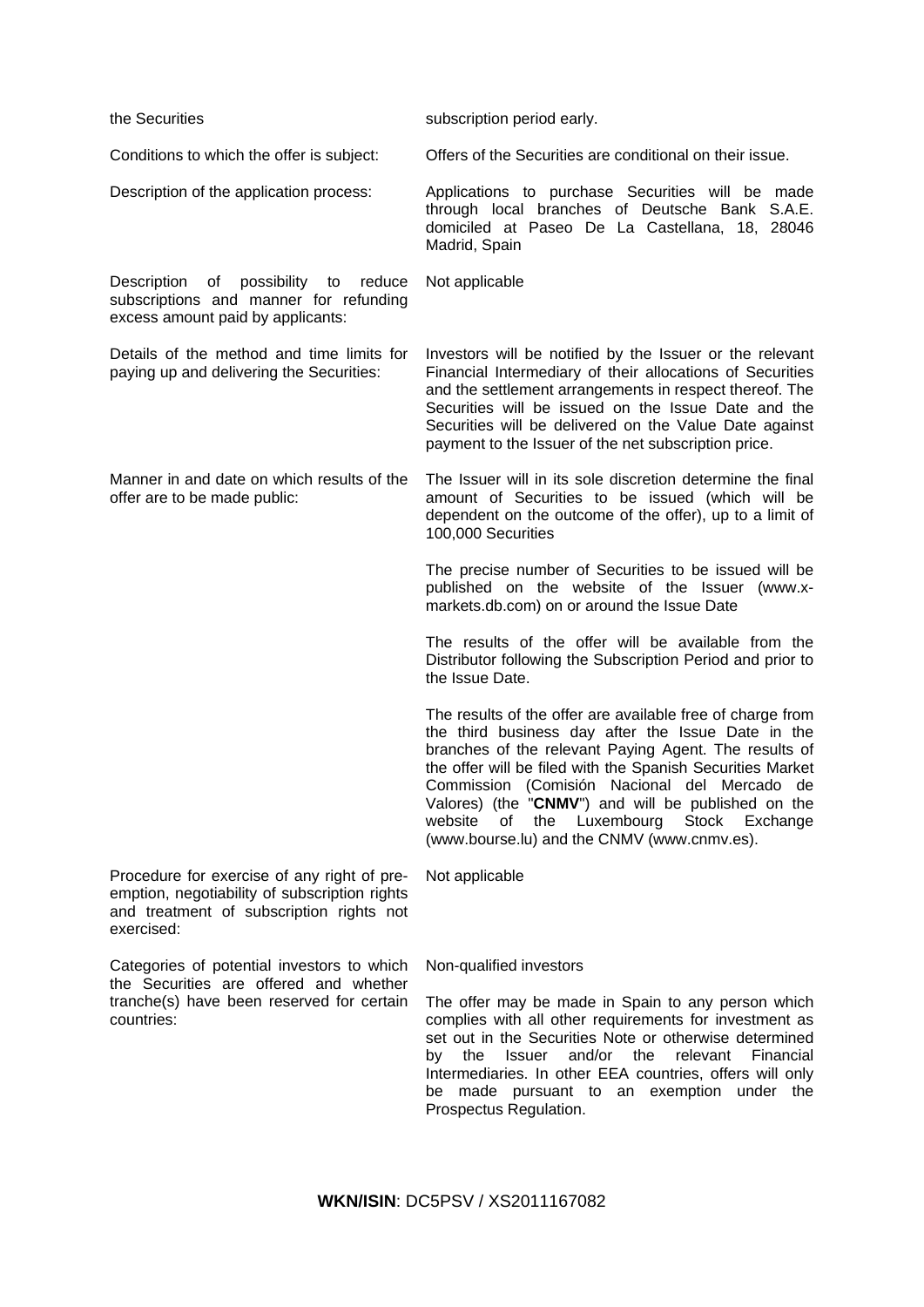| | |
|---|---|
| the Securities | subscription period early. |
| Conditions to which the offer is subject: | Offers of the Securities are conditional on their issue. |
| Description of the application process: | Applications to purchase Securities will be made through local branches of Deutsche Bank S.A.E. domiciled at Paseo De La Castellana, 18, 28046 Madrid, Spain |
| Description of possibility to reduce subscriptions and manner for refunding excess amount paid by applicants: | Not applicable |
| Details of the method and time limits for paying up and delivering the Securities: | Investors will be notified by the Issuer or the relevant Financial Intermediary of their allocations of Securities and the settlement arrangements in respect thereof. The Securities will be issued on the Issue Date and the Securities will be delivered on the Value Date against payment to the Issuer of the net subscription price. |
| Manner in and date on which results of the offer are to be made public: | The Issuer will in its sole discretion determine the final amount of Securities to be issued (which will be dependent on the outcome of the offer), up to a limit of 100,000 Securities<br><br>The precise number of Securities to be issued will be published on the website of the Issuer (www.x-markets.db.com) on or around the Issue Date<br><br>The results of the offer will be available from the Distributor following the Subscription Period and prior to the Issue Date.<br><br>The results of the offer are available free of charge from the third business day after the Issue Date in the branches of the relevant Paying Agent. The results of the offer will be filed with the Spanish Securities Market Commission (Comisión Nacional del Mercado de Valores) (the "**CNMV**") and will be published on the website of the Luxembourg Stock Exchange (www.bourse.lu) and the CNMV (www.cnmv.es). |
| Procedure for exercise of any right of pre-emption, negotiability of subscription rights and treatment of subscription rights not exercised: | Not applicable |
| Categories of potential investors to which the Securities are offered and whether tranche(s) have been reserved for certain countries: | Non-qualified investors<br><br>The offer may be made in Spain to any person which complies with all other requirements for investment as set out in the Securities Note or otherwise determined by the Issuer and/or the relevant Financial Intermediaries. In other EEA countries, offers will only be made pursuant to an exemption under the Prospectus Regulation. |

**WKN/ISIN**: DC5PSV / XS2011167082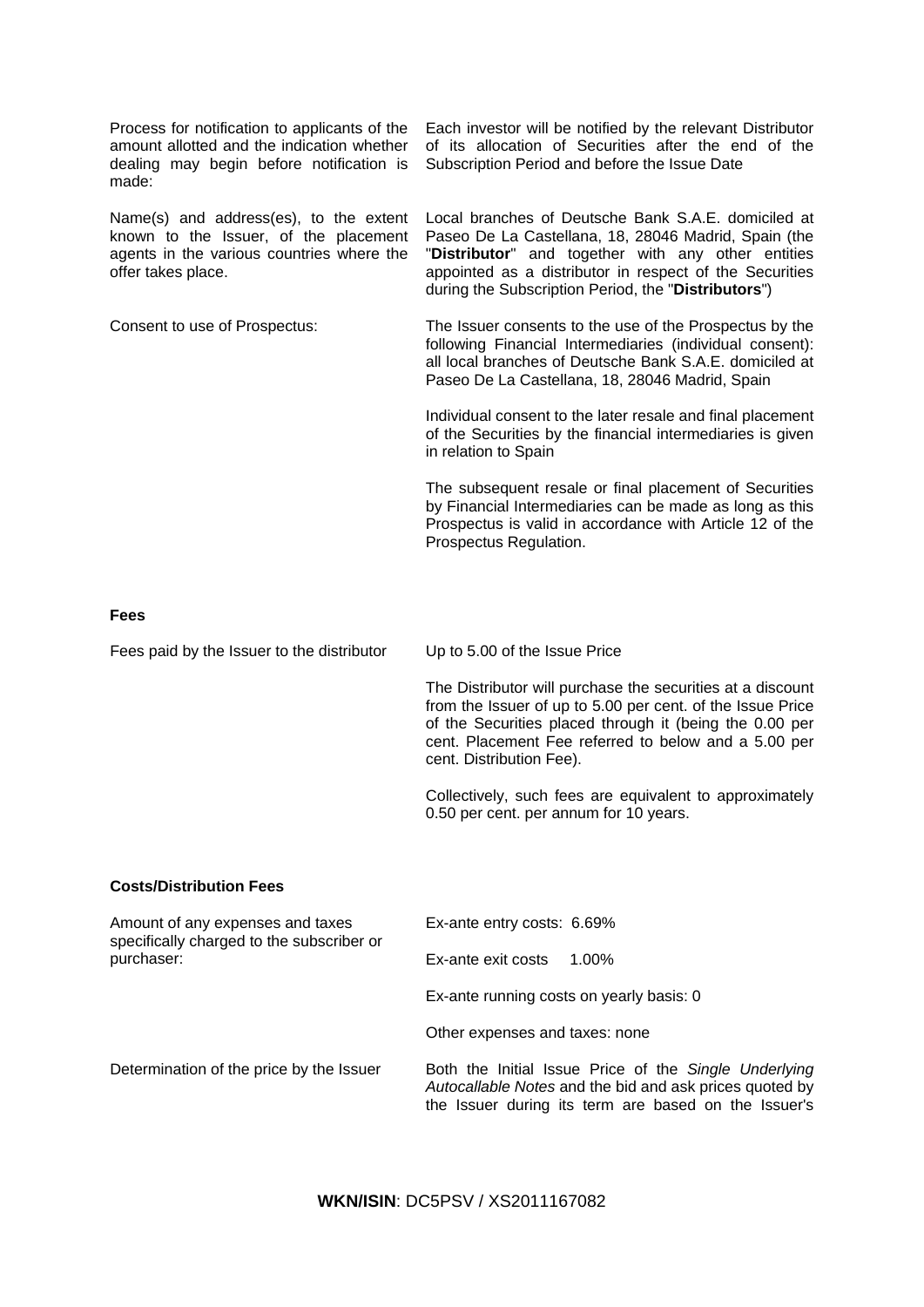| | |
|---|---|
| Process for notification to applicants of the amount allotted and the indication whether dealing may begin before notification is made: | Each investor will be notified by the relevant Distributor of its allocation of Securities after the end of the Subscription Period and before the Issue Date |
| Name(s) and address(es), to the extent known to the Issuer, of the placement agents in the various countries where the offer takes place. | Local branches of Deutsche Bank S.A.E. domiciled at Paseo De La Castellana, 18, 28046 Madrid, Spain (the "**Distributor**" and together with any other entities appointed as a distributor in respect of the Securities during the Subscription Period, the "**Distributors**") |
| Consent to use of Prospectus: | The Issuer consents to the use of the Prospectus by the following Financial Intermediaries (individual consent): all local branches of Deutsche Bank S.A.E. domiciled at Paseo De La Castellana, 18, 28046 Madrid, Spain<br><br>Individual consent to the later resale and final placement of the Securities by the financial intermediaries is given in relation to Spain<br><br>The subsequent resale or final placement of Securities by Financial Intermediaries can be made as long as this Prospectus is valid in accordance with Article 12 of the Prospectus Regulation. |

**Fees**

| | |
|---|---|
| Fees paid by the Issuer to the distributor | Up to 5.00 of the Issue Price<br><br>The Distributor will purchase the securities at a discount from the Issuer of up to 5.00 per cent. of the Issue Price of the Securities placed through it (being the 0.00 per cent. Placement Fee referred to below and a 5.00 per cent. Distribution Fee).<br><br>Collectively, such fees are equivalent to approximately 0.50 per cent. per annum for 10 years. |

**Costs/Distribution Fees**

| | |
|---|---|
| Amount of any expenses and taxes specifically charged to the subscriber or purchaser: | Ex-ante entry costs: 6.69%<br><br>Ex-ante exit costs 1.00%<br><br>Ex-ante running costs on yearly basis: 0<br><br>Other expenses and taxes: none |
| Determination of the price by the Issuer | Both the Initial Issue Price of the *Single Underlying Autocallable Notes* and the bid and ask prices quoted by the Issuer during its term are based on the Issuer's |

**WKN/ISIN**: DC5PSV / XS2011167082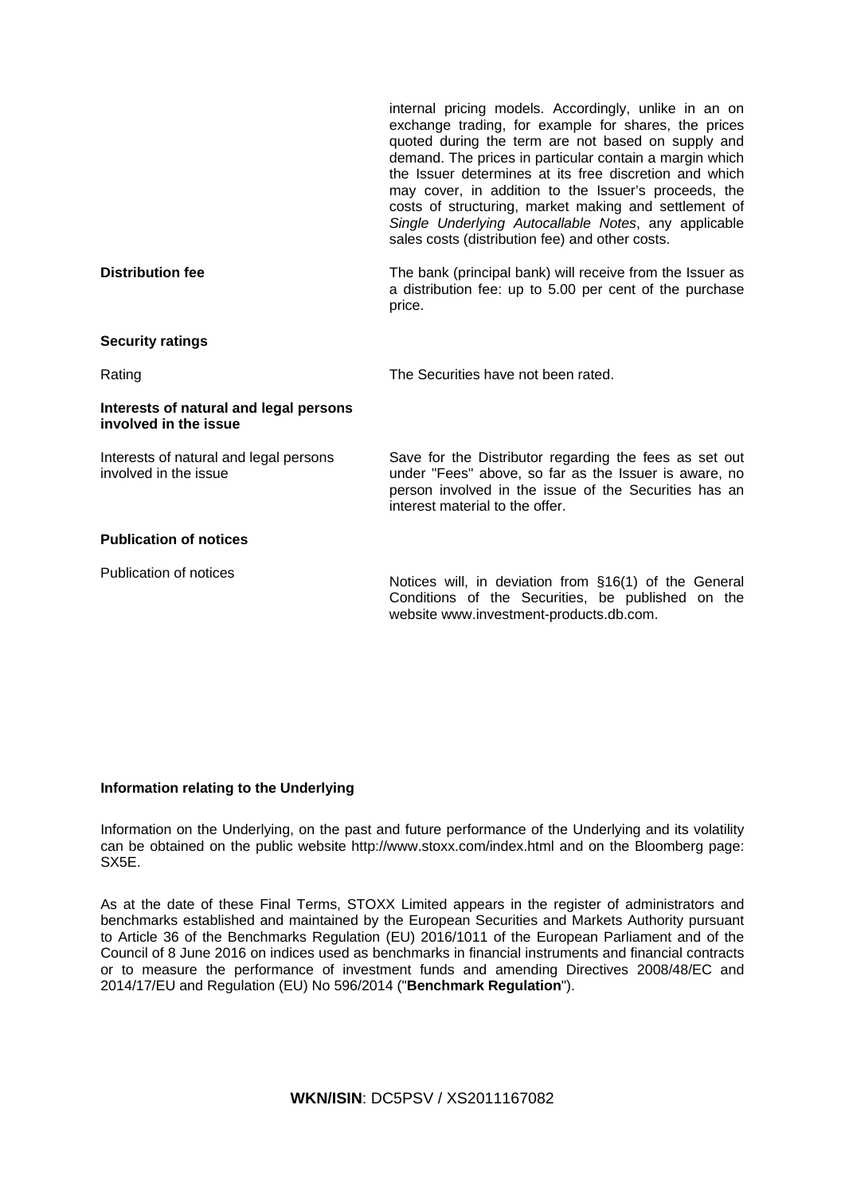| | |
|---|---|
| | internal pricing models. Accordingly, unlike in an on exchange trading, for example for shares, the prices quoted during the term are not based on supply and demand. The prices in particular contain a margin which the Issuer determines at its free discretion and which may cover, in addition to the Issuer's proceeds, the costs of structuring, market making and settlement of *Single Underlying Autocallable Notes*, any applicable sales costs (distribution fee) and other costs. |
| **Distribution fee** | The bank (principal bank) will receive from the Issuer as a distribution fee: up to 5.00 per cent of the purchase price. |
| **Security ratings** | |
| Rating | The Securities have not been rated. |
| **Interests of natural and legal persons involved in the issue** | |
| Interests of natural and legal persons involved in the issue | Save for the Distributor regarding the fees as set out under "Fees" above, so far as the Issuer is aware, no person involved in the issue of the Securities has an interest material to the offer. |
| **Publication of notices** | |
| Publication of notices | Notices will, in deviation from §16(1) of the General Conditions of the Securities, be published on the website www.investment-products.db.com. |

**Information relating to the Underlying**

Information on the Underlying, on the past and future performance of the Underlying and its volatility can be obtained on the public website http://www.stoxx.com/index.html and on the Bloomberg page: SX5E.

As at the date of these Final Terms, STOXX Limited appears in the register of administrators and benchmarks established and maintained by the European Securities and Markets Authority pursuant to Article 36 of the Benchmarks Regulation (EU) 2016/1011 of the European Parliament and of the Council of 8 June 2016 on indices used as benchmarks in financial instruments and financial contracts or to measure the performance of investment funds and amending Directives 2008/48/EC and 2014/17/EU and Regulation (EU) No 596/2014 ("**Benchmark Regulation**").

**WKN/ISIN**: DC5PSV / XS2011167082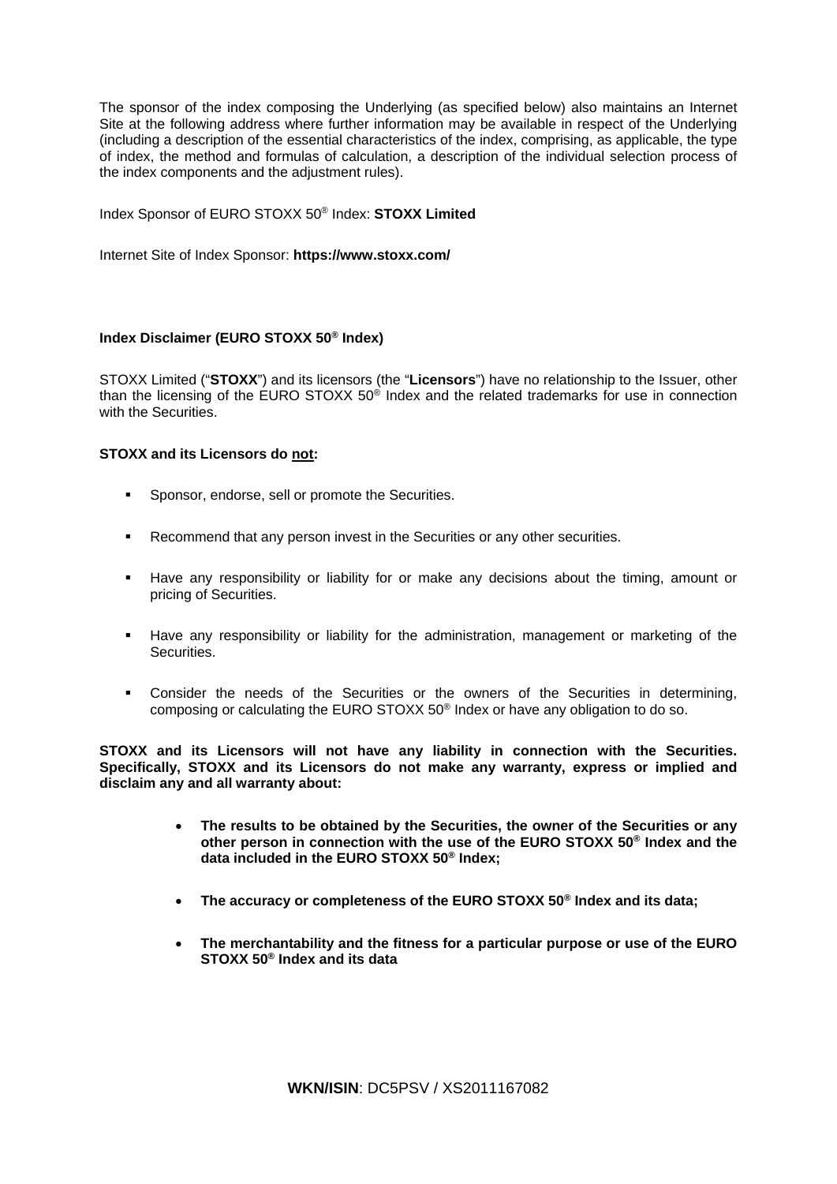The sponsor of the index composing the Underlying (as specified below) also maintains an Internet Site at the following address where further information may be available in respect of the Underlying (including a description of the essential characteristics of the index, comprising, as applicable, the type of index, the method and formulas of calculation, a description of the individual selection process of the index components and the adjustment rules).

Index Sponsor of EURO STOXX 50® Index: **STOXX Limited**

Internet Site of Index Sponsor: **https://www.stoxx.com/**

**Index Disclaimer (EURO STOXX 50® Index)**

STOXX Limited ("**STOXX**") and its licensors (the "**Licensors**") have no relationship to the Issuer, other than the licensing of the EURO STOXX 50® Index and the related trademarks for use in connection with the Securities.

**STOXX and its Licensors do <u>not</u>:**

- Sponsor, endorse, sell or promote the Securities.
- Recommend that any person invest in the Securities or any other securities.
- Have any responsibility or liability for or make any decisions about the timing, amount or pricing of Securities.
- Have any responsibility or liability for the administration, management or marketing of the Securities.
- Consider the needs of the Securities or the owners of the Securities in determining, composing or calculating the EURO STOXX 50® Index or have any obligation to do so.

**STOXX and its Licensors will not have any liability in connection with the Securities. Specifically, STOXX and its Licensors do not make any warranty, express or implied and disclaim any and all warranty about:**

- **The results to be obtained by the Securities, the owner of the Securities or any other person in connection with the use of the EURO STOXX 50® Index and the data included in the EURO STOXX 50® Index;**
- **The accuracy or completeness of the EURO STOXX 50® Index and its data;**
- **The merchantability and the fitness for a particular purpose or use of the EURO STOXX 50® Index and its data**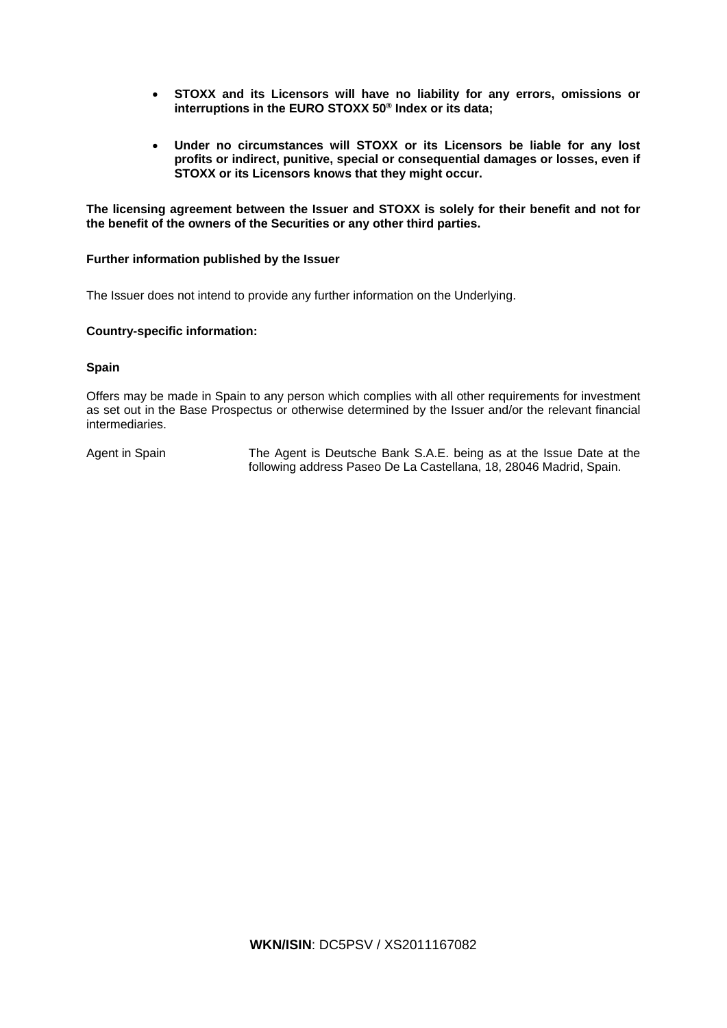- **STOXX and its Licensors will have no liability for any errors, omissions or interruptions in the EURO STOXX 50® Index or its data;**

- **Under no circumstances will STOXX or its Licensors be liable for any lost profits or indirect, punitive, special or consequential damages or losses, even if STOXX or its Licensors knows that they might occur.**

**The licensing agreement between the Issuer and STOXX is solely for their benefit and not for the benefit of the owners of the Securities or any other third parties.**

**Further information published by the Issuer**

The Issuer does not intend to provide any further information on the Underlying.

**Country-specific information:**

**Spain**

Offers may be made in Spain to any person which complies with all other requirements for investment as set out in the Base Prospectus or otherwise determined by the Issuer and/or the relevant financial intermediaries.

| | |
|---|---|
| Agent in Spain | The Agent is Deutsche Bank S.A.E. being as at the Issue Date at the following address Paseo De La Castellana, 18, 28046 Madrid, Spain. |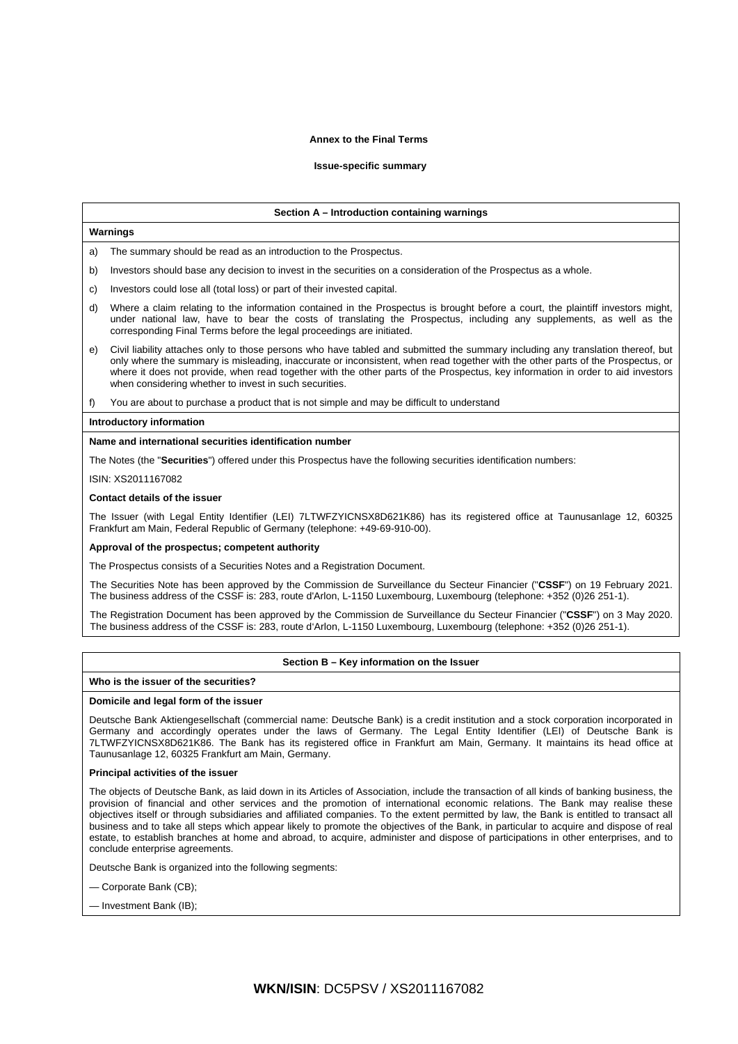**Annex to the Final Terms**

**Issue-specific summary**

## Section A – Introduction containing warnings

**Warnings**

a) The summary should be read as an introduction to the Prospectus.

b) Investors should base any decision to invest in the securities on a consideration of the Prospectus as a whole.

c) Investors could lose all (total loss) or part of their invested capital.

d) Where a claim relating to the information contained in the Prospectus is brought before a court, the plaintiff investors might, under national law, have to bear the costs of translating the Prospectus, including any supplements, as well as the corresponding Final Terms before the legal proceedings are initiated.

e) Civil liability attaches only to those persons who have tabled and submitted the summary including any translation thereof, but only where the summary is misleading, inaccurate or inconsistent, when read together with the other parts of the Prospectus, or where it does not provide, when read together with the other parts of the Prospectus, key information in order to aid investors when considering whether to invest in such securities.

f) You are about to purchase a product that is not simple and may be difficult to understand

**Introductory information**

**Name and international securities identification number**

The Notes (the "**Securities**") offered under this Prospectus have the following securities identification numbers:

ISIN: XS2011167082

**Contact details of the issuer**

The Issuer (with Legal Entity Identifier (LEI) 7LTWFZYICNSX8D621K86) has its registered office at Taunusanlage 12, 60325 Frankfurt am Main, Federal Republic of Germany (telephone: +49-69-910-00).

**Approval of the prospectus; competent authority**

The Prospectus consists of a Securities Notes and a Registration Document.

The Securities Note has been approved by the Commission de Surveillance du Secteur Financier ("**CSSF**") on 19 February 2021. The business address of the CSSF is: 283, route d'Arlon, L-1150 Luxembourg, Luxembourg (telephone: +352 (0)26 251-1).

The Registration Document has been approved by the Commission de Surveillance du Secteur Financier ("**CSSF**") on 3 May 2020. The business address of the CSSF is: 283, route d'Arlon, L-1150 Luxembourg, Luxembourg (telephone: +352 (0)26 251-1).

## Section B – Key information on the Issuer

**Who is the issuer of the securities?**

**Domicile and legal form of the issuer**

Deutsche Bank Aktiengesellschaft (commercial name: Deutsche Bank) is a credit institution and a stock corporation incorporated in Germany and accordingly operates under the laws of Germany. The Legal Entity Identifier (LEI) of Deutsche Bank is 7LTWFZYICNSX8D621K86. The Bank has its registered office in Frankfurt am Main, Germany. It maintains its head office at Taunusanlage 12, 60325 Frankfurt am Main, Germany.

**Principal activities of the issuer**

The objects of Deutsche Bank, as laid down in its Articles of Association, include the transaction of all kinds of banking business, the provision of financial and other services and the promotion of international economic relations. The Bank may realise these objectives itself or through subsidiaries and affiliated companies. To the extent permitted by law, the Bank is entitled to transact all business and to take all steps which appear likely to promote the objectives of the Bank, in particular to acquire and dispose of real estate, to establish branches at home and abroad, to acquire, administer and dispose of participations in other enterprises, and to conclude enterprise agreements.

Deutsche Bank is organized into the following segments:

— Corporate Bank (CB);

— Investment Bank (IB);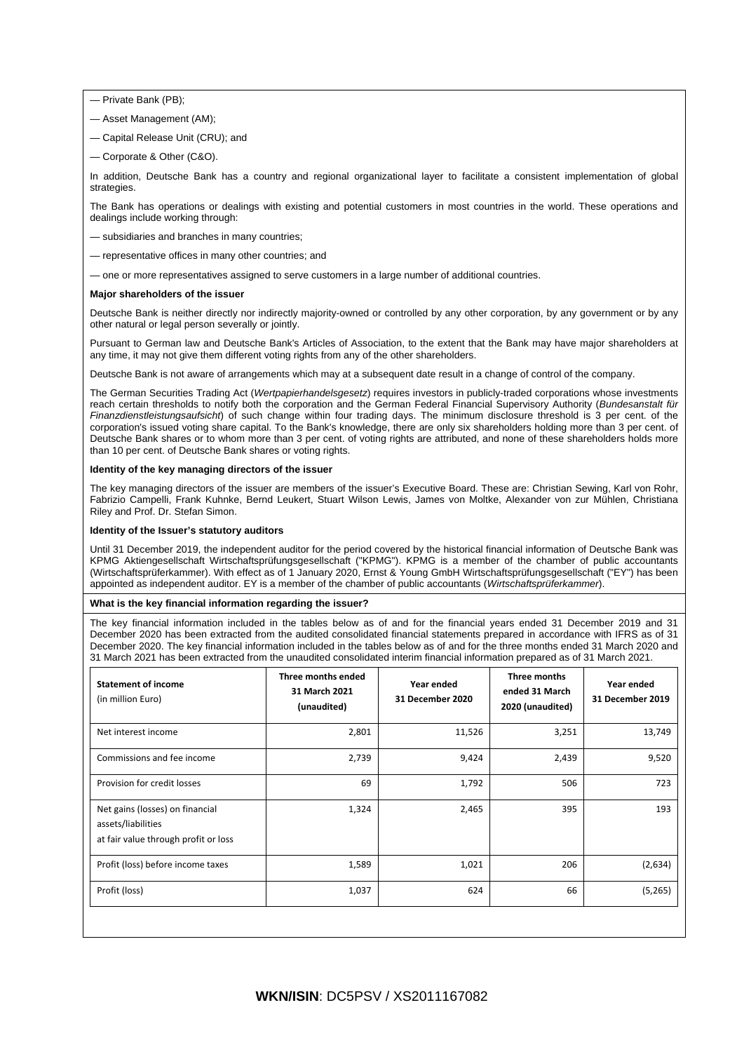— Private Bank (PB);

— Asset Management (AM);

— Capital Release Unit (CRU); and

— Corporate & Other (C&O).

In addition, Deutsche Bank has a country and regional organizational layer to facilitate a consistent implementation of global strategies.

The Bank has operations or dealings with existing and potential customers in most countries in the world. These operations and dealings include working through:

— subsidiaries and branches in many countries;

— representative offices in many other countries; and

— one or more representatives assigned to serve customers in a large number of additional countries.

**Major shareholders of the issuer**

Deutsche Bank is neither directly nor indirectly majority-owned or controlled by any other corporation, by any government or by any other natural or legal person severally or jointly.

Pursuant to German law and Deutsche Bank's Articles of Association, to the extent that the Bank may have major shareholders at any time, it may not give them different voting rights from any of the other shareholders.

Deutsche Bank is not aware of arrangements which may at a subsequent date result in a change of control of the company.

The German Securities Trading Act (*Wertpapierhandelsgesetz*) requires investors in publicly-traded corporations whose investments reach certain thresholds to notify both the corporation and the German Federal Financial Supervisory Authority (*Bundesanstalt für Finanzdienstleistungsaufsicht*) of such change within four trading days. The minimum disclosure threshold is 3 per cent. of the corporation's issued voting share capital. To the Bank's knowledge, there are only six shareholders holding more than 3 per cent. of Deutsche Bank shares or to whom more than 3 per cent. of voting rights are attributed, and none of these shareholders holds more than 10 per cent. of Deutsche Bank shares or voting rights.

**Identity of the key managing directors of the issuer**

The key managing directors of the issuer are members of the issuer's Executive Board. These are: Christian Sewing, Karl von Rohr, Fabrizio Campelli, Frank Kuhnke, Bernd Leukert, Stuart Wilson Lewis, James von Moltke, Alexander von zur Mühlen, Christiana Riley and Prof. Dr. Stefan Simon.

**Identity of the Issuer's statutory auditors**

Until 31 December 2019, the independent auditor for the period covered by the historical financial information of Deutsche Bank was KPMG Aktiengesellschaft Wirtschaftsprüfungsgesellschaft ("KPMG"). KPMG is a member of the chamber of public accountants (Wirtschaftsprüferkammer). With effect as of 1 January 2020, Ernst & Young GmbH Wirtschaftsprüfungsgesellschaft ("EY") has been appointed as independent auditor. EY is a member of the chamber of public accountants (*Wirtschaftsprüferkammer*).

**What is the key financial information regarding the issuer?**

The key financial information included in the tables below as of and for the financial years ended 31 December 2019 and 31 December 2020 has been extracted from the audited consolidated financial statements prepared in accordance with IFRS as of 31 December 2020. The key financial information included in the tables below as of and for the three months ended 31 March 2020 and 31 March 2021 has been extracted from the unaudited consolidated interim financial information prepared as of 31 March 2021.

| **Statement of income** (in million Euro) | **Three months ended 31 March 2021 (unaudited)** | **Year ended 31 December 2020** | **Three months ended 31 March 2020 (unaudited)** | **Year ended 31 December 2019** |
|---|---|---|---|---|
| Net interest income | 2,801 | 11,526 | 3,251 | 13,749 |
| Commissions and fee income | 2,739 | 9,424 | 2,439 | 9,520 |
| Provision for credit losses | 69 | 1,792 | 506 | 723 |
| Net gains (losses) on financial assets/liabilities at fair value through profit or loss | 1,324 | 2,465 | 395 | 193 |
| Profit (loss) before income taxes | 1,589 | 1,021 | 206 | (2,634) |
| Profit (loss) | 1,037 | 624 | 66 | (5,265) |

**WKN/ISIN**: DC5PSV / XS2011167082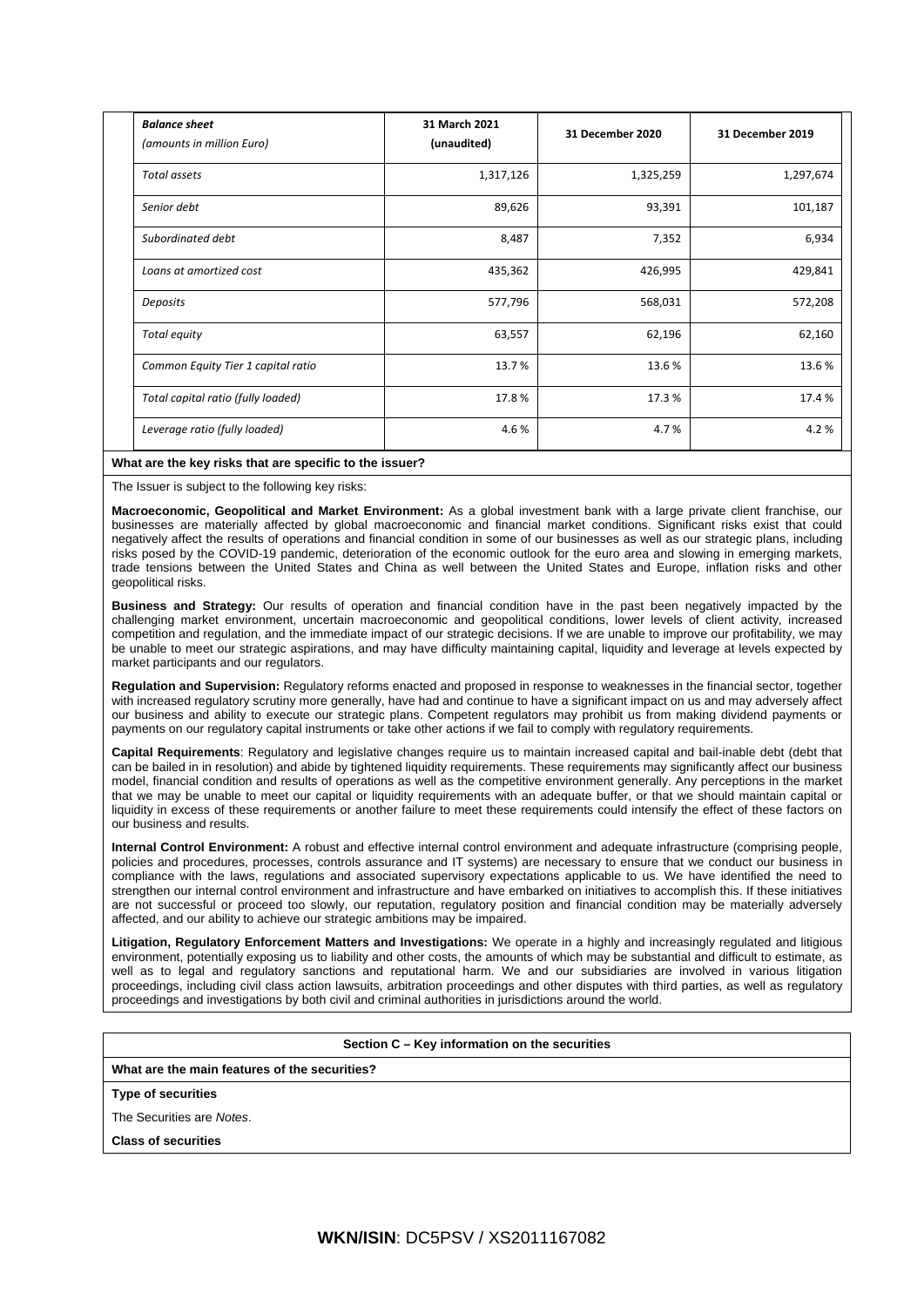| *Balance sheet (amounts in million Euro)* | **31 March 2021 (unaudited)** | **31 December 2020** | **31 December 2019** |
|---|---|---|---|
| *Total assets* | 1,317,126 | 1,325,259 | 1,297,674 |
| *Senior debt* | 89,626 | 93,391 | 101,187 |
| *Subordinated debt* | 8,487 | 7,352 | 6,934 |
| *Loans at amortized cost* | 435,362 | 426,995 | 429,841 |
| *Deposits* | 577,796 | 568,031 | 572,208 |
| *Total equity* | 63,557 | 62,196 | 62,160 |
| *Common Equity Tier 1 capital ratio* | 13.7 % | 13.6 % | 13.6 % |
| *Total capital ratio (fully loaded)* | 17.8 % | 17.3 % | 17.4 % |
| *Leverage ratio (fully loaded)* | 4.6 % | 4.7 % | 4.2 % |

**What are the key risks that are specific to the issuer?**

The Issuer is subject to the following key risks:

**Macroeconomic, Geopolitical and Market Environment:** As a global investment bank with a large private client franchise, our businesses are materially affected by global macroeconomic and financial market conditions. Significant risks exist that could negatively affect the results of operations and financial condition in some of our businesses as well as our strategic plans, including risks posed by the COVID-19 pandemic, deterioration of the economic outlook for the euro area and slowing in emerging markets, trade tensions between the United States and China as well between the United States and Europe, inflation risks and other geopolitical risks.

**Business and Strategy:** Our results of operation and financial condition have in the past been negatively impacted by the challenging market environment, uncertain macroeconomic and geopolitical conditions, lower levels of client activity, increased competition and regulation, and the immediate impact of our strategic decisions. If we are unable to improve our profitability, we may be unable to meet our strategic aspirations, and may have difficulty maintaining capital, liquidity and leverage at levels expected by market participants and our regulators.

**Regulation and Supervision:** Regulatory reforms enacted and proposed in response to weaknesses in the financial sector, together with increased regulatory scrutiny more generally, have had and continue to have a significant impact on us and may adversely affect our business and ability to execute our strategic plans. Competent regulators may prohibit us from making dividend payments or payments on our regulatory capital instruments or take other actions if we fail to comply with regulatory requirements.

**Capital Requirements**: Regulatory and legislative changes require us to maintain increased capital and bail-inable debt (debt that can be bailed in in resolution) and abide by tightened liquidity requirements. These requirements may significantly affect our business model, financial condition and results of operations as well as the competitive environment generally. Any perceptions in the market that we may be unable to meet our capital or liquidity requirements with an adequate buffer, or that we should maintain capital or liquidity in excess of these requirements or another failure to meet these requirements could intensify the effect of these factors on our business and results.

**Internal Control Environment:** A robust and effective internal control environment and adequate infrastructure (comprising people, policies and procedures, processes, controls assurance and IT systems) are necessary to ensure that we conduct our business in compliance with the laws, regulations and associated supervisory expectations applicable to us. We have identified the need to strengthen our internal control environment and infrastructure and have embarked on initiatives to accomplish this. If these initiatives are not successful or proceed too slowly, our reputation, regulatory position and financial condition may be materially adversely affected, and our ability to achieve our strategic ambitions may be impaired.

**Litigation, Regulatory Enforcement Matters and Investigations:** We operate in a highly and increasingly regulated and litigious environment, potentially exposing us to liability and other costs, the amounts of which may be substantial and difficult to estimate, as well as to legal and regulatory sanctions and reputational harm. We and our subsidiaries are involved in various litigation proceedings, including civil class action lawsuits, arbitration proceedings and other disputes with third parties, as well as regulatory proceedings and investigations by both civil and criminal authorities in jurisdictions around the world.

**Section C – Key information on the securities**

**What are the main features of the securities?**

**Type of securities**

The Securities are *Notes*.

**Class of securities**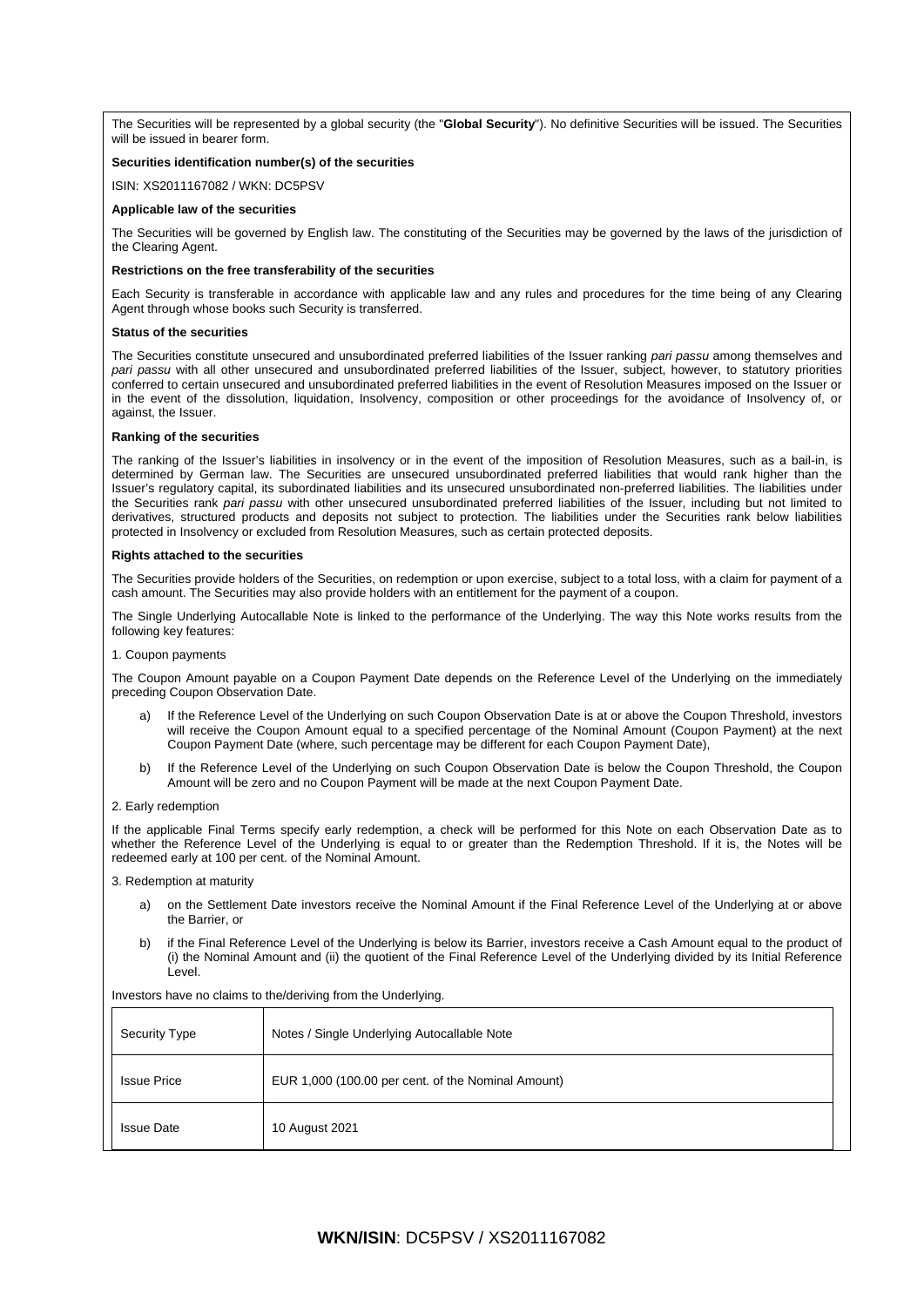The Securities will be represented by a global security (the "**Global Security**"). No definitive Securities will be issued. The Securities will be issued in bearer form.

**Securities identification number(s) of the securities**

ISIN: XS2011167082 / WKN: DC5PSV

**Applicable law of the securities**

The Securities will be governed by English law. The constituting of the Securities may be governed by the laws of the jurisdiction of the Clearing Agent.

**Restrictions on the free transferability of the securities**

Each Security is transferable in accordance with applicable law and any rules and procedures for the time being of any Clearing Agent through whose books such Security is transferred.

**Status of the securities**

The Securities constitute unsecured and unsubordinated preferred liabilities of the Issuer ranking *pari passu* among themselves and *pari passu* with all other unsecured and unsubordinated preferred liabilities of the Issuer, subject, however, to statutory priorities conferred to certain unsecured and unsubordinated preferred liabilities in the event of Resolution Measures imposed on the Issuer or in the event of the dissolution, liquidation, Insolvency, composition or other proceedings for the avoidance of Insolvency of, or against, the Issuer.

**Ranking of the securities**

The ranking of the Issuer's liabilities in insolvency or in the event of the imposition of Resolution Measures, such as a bail-in, is determined by German law. The Securities are unsecured unsubordinated preferred liabilities that would rank higher than the Issuer's regulatory capital, its subordinated liabilities and its unsecured unsubordinated non-preferred liabilities. The liabilities under the Securities rank *pari passu* with other unsecured unsubordinated preferred liabilities of the Issuer, including but not limited to derivatives, structured products and deposits not subject to protection. The liabilities under the Securities rank below liabilities protected in Insolvency or excluded from Resolution Measures, such as certain protected deposits.

**Rights attached to the securities**

The Securities provide holders of the Securities, on redemption or upon exercise, subject to a total loss, with a claim for payment of a cash amount. The Securities may also provide holders with an entitlement for the payment of a coupon.

The Single Underlying Autocallable Note is linked to the performance of the Underlying. The way this Note works results from the following key features:

1. Coupon payments

The Coupon Amount payable on a Coupon Payment Date depends on the Reference Level of the Underlying on the immediately preceding Coupon Observation Date.

a) If the Reference Level of the Underlying on such Coupon Observation Date is at or above the Coupon Threshold, investors will receive the Coupon Amount equal to a specified percentage of the Nominal Amount (Coupon Payment) at the next Coupon Payment Date (where, such percentage may be different for each Coupon Payment Date),

b) If the Reference Level of the Underlying on such Coupon Observation Date is below the Coupon Threshold, the Coupon Amount will be zero and no Coupon Payment will be made at the next Coupon Payment Date.

2. Early redemption

If the applicable Final Terms specify early redemption, a check will be performed for this Note on each Observation Date as to whether the Reference Level of the Underlying is equal to or greater than the Redemption Threshold. If it is, the Notes will be redeemed early at 100 per cent. of the Nominal Amount.

3. Redemption at maturity

a) on the Settlement Date investors receive the Nominal Amount if the Final Reference Level of the Underlying at or above the Barrier, or

b) if the Final Reference Level of the Underlying is below its Barrier, investors receive a Cash Amount equal to the product of (i) the Nominal Amount and (ii) the quotient of the Final Reference Level of the Underlying divided by its Initial Reference Level.

Investors have no claims to the/deriving from the Underlying.

| Security Type | Notes / Single Underlying Autocallable Note |
|---|---|
| Issue Price | EUR 1,000 (100.00 per cent. of the Nominal Amount) |
| Issue Date | 10 August 2021 |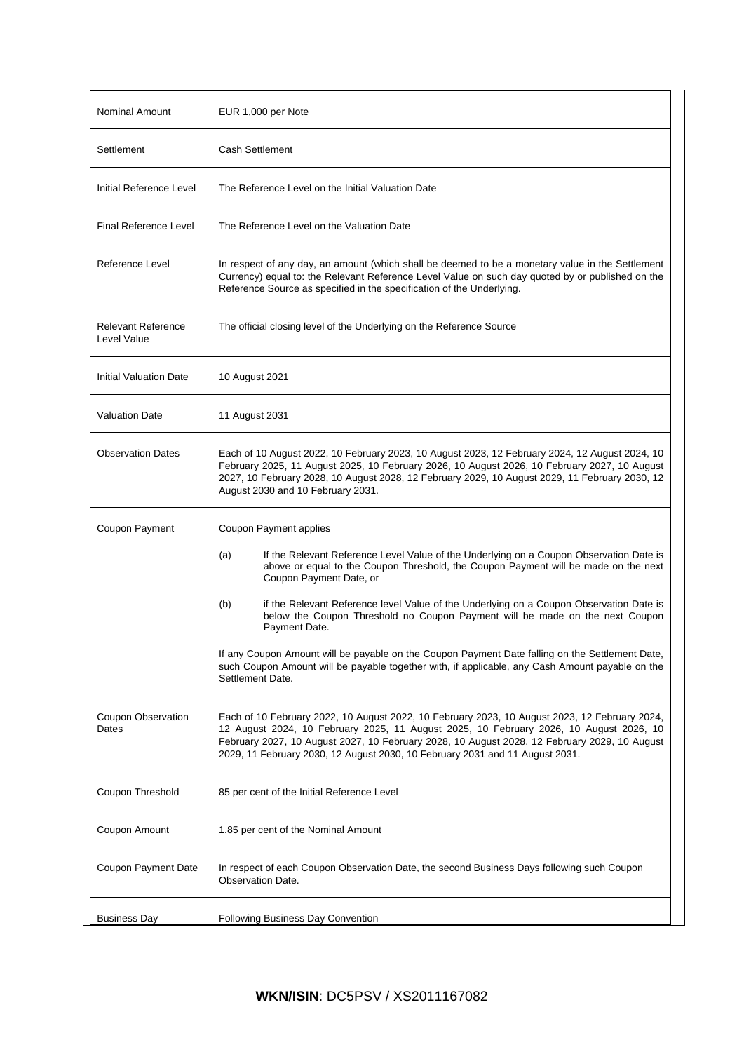| | |
|---|---|
| Nominal Amount | EUR 1,000 per Note |
| Settlement | Cash Settlement |
| Initial Reference Level | The Reference Level on the Initial Valuation Date |
| Final Reference Level | The Reference Level on the Valuation Date |
| Reference Level | In respect of any day, an amount (which shall be deemed to be a monetary value in the Settlement Currency) equal to: the Relevant Reference Level Value on such day quoted by or published on the Reference Source as specified in the specification of the Underlying. |
| Relevant Reference Level Value | The official closing level of the Underlying on the Reference Source |
| Initial Valuation Date | 10 August 2021 |
| Valuation Date | 11 August 2031 |
| Observation Dates | Each of 10 August 2022, 10 February 2023, 10 August 2023, 12 February 2024, 12 August 2024, 10 February 2025, 11 August 2025, 10 February 2026, 10 August 2026, 10 February 2027, 10 August 2027, 10 February 2028, 10 August 2028, 12 February 2029, 10 August 2029, 11 February 2030, 12 August 2030 and 10 February 2031. |
| Coupon Payment | Coupon Payment applies<br><br>(a) If the Relevant Reference Level Value of the Underlying on a Coupon Observation Date is above or equal to the Coupon Threshold, the Coupon Payment will be made on the next Coupon Payment Date, or<br><br>(b) if the Relevant Reference level Value of the Underlying on a Coupon Observation Date is below the Coupon Threshold no Coupon Payment will be made on the next Coupon Payment Date.<br><br>If any Coupon Amount will be payable on the Coupon Payment Date falling on the Settlement Date, such Coupon Amount will be payable together with, if applicable, any Cash Amount payable on the Settlement Date. |
| Coupon Observation Dates | Each of 10 February 2022, 10 August 2022, 10 February 2023, 10 August 2023, 12 February 2024, 12 August 2024, 10 February 2025, 11 August 2025, 10 February 2026, 10 August 2026, 10 February 2027, 10 August 2027, 10 February 2028, 10 August 2028, 12 February 2029, 10 August 2029, 11 February 2030, 12 August 2030, 10 February 2031 and 11 August 2031. |
| Coupon Threshold | 85 per cent of the Initial Reference Level |
| Coupon Amount | 1.85 per cent of the Nominal Amount |
| Coupon Payment Date | In respect of each Coupon Observation Date, the second Business Days following such Coupon Observation Date. |
| Business Day | Following Business Day Convention |

**WKN/ISIN**: DC5PSV / XS2011167082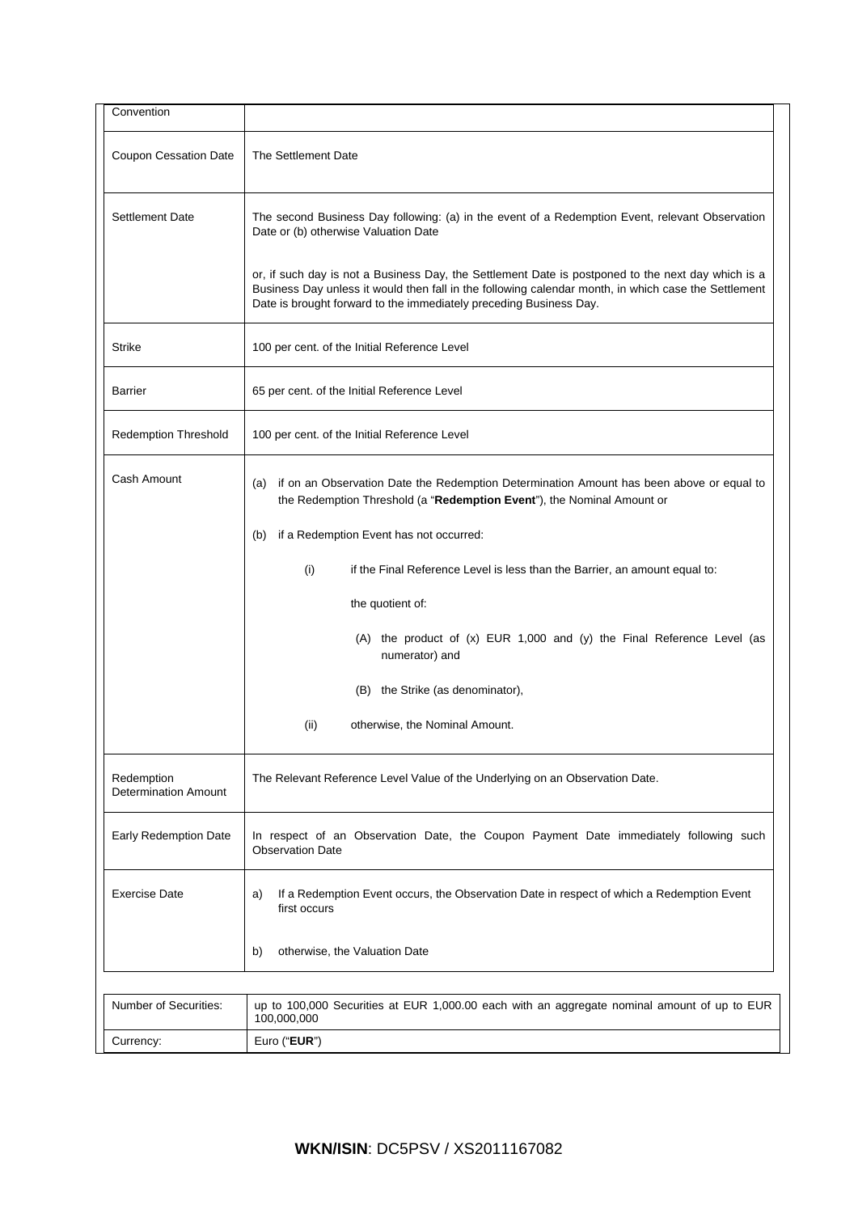| | |
|---|---|
| Convention | |
| Coupon Cessation Date | The Settlement Date |
| Settlement Date | The second Business Day following: (a) in the event of a Redemption Event, relevant Observation Date or (b) otherwise Valuation Date<br><br>or, if such day is not a Business Day, the Settlement Date is postponed to the next day which is a Business Day unless it would then fall in the following calendar month, in which case the Settlement Date is brought forward to the immediately preceding Business Day. |
| Strike | 100 per cent. of the Initial Reference Level |
| Barrier | 65 per cent. of the Initial Reference Level |
| Redemption Threshold | 100 per cent. of the Initial Reference Level |
| Cash Amount | (a) if on an Observation Date the Redemption Determination Amount has been above or equal to the Redemption Threshold (a "**Redemption Event**"), the Nominal Amount or<br><br>(b) if a Redemption Event has not occurred:<br><br>(i) if the Final Reference Level is less than the Barrier, an amount equal to:<br><br>the quotient of:<br><br>(A) the product of (x) EUR 1,000 and (y) the Final Reference Level (as numerator) and<br><br>(B) the Strike (as denominator),<br><br>(ii) otherwise, the Nominal Amount. |
| Redemption Determination Amount | The Relevant Reference Level Value of the Underlying on an Observation Date. |
| Early Redemption Date | In respect of an Observation Date, the Coupon Payment Date immediately following such Observation Date |
| Exercise Date | a) If a Redemption Event occurs, the Observation Date in respect of which a Redemption Event first occurs<br><br>b) otherwise, the Valuation Date |

| | |
|---|---|
| Number of Securities: | up to 100,000 Securities at EUR 1,000.00 each with an aggregate nominal amount of up to EUR 100,000,000 |
| Currency: | Euro ("**EUR**") |

**WKN/ISIN**: DC5PSV / XS2011167082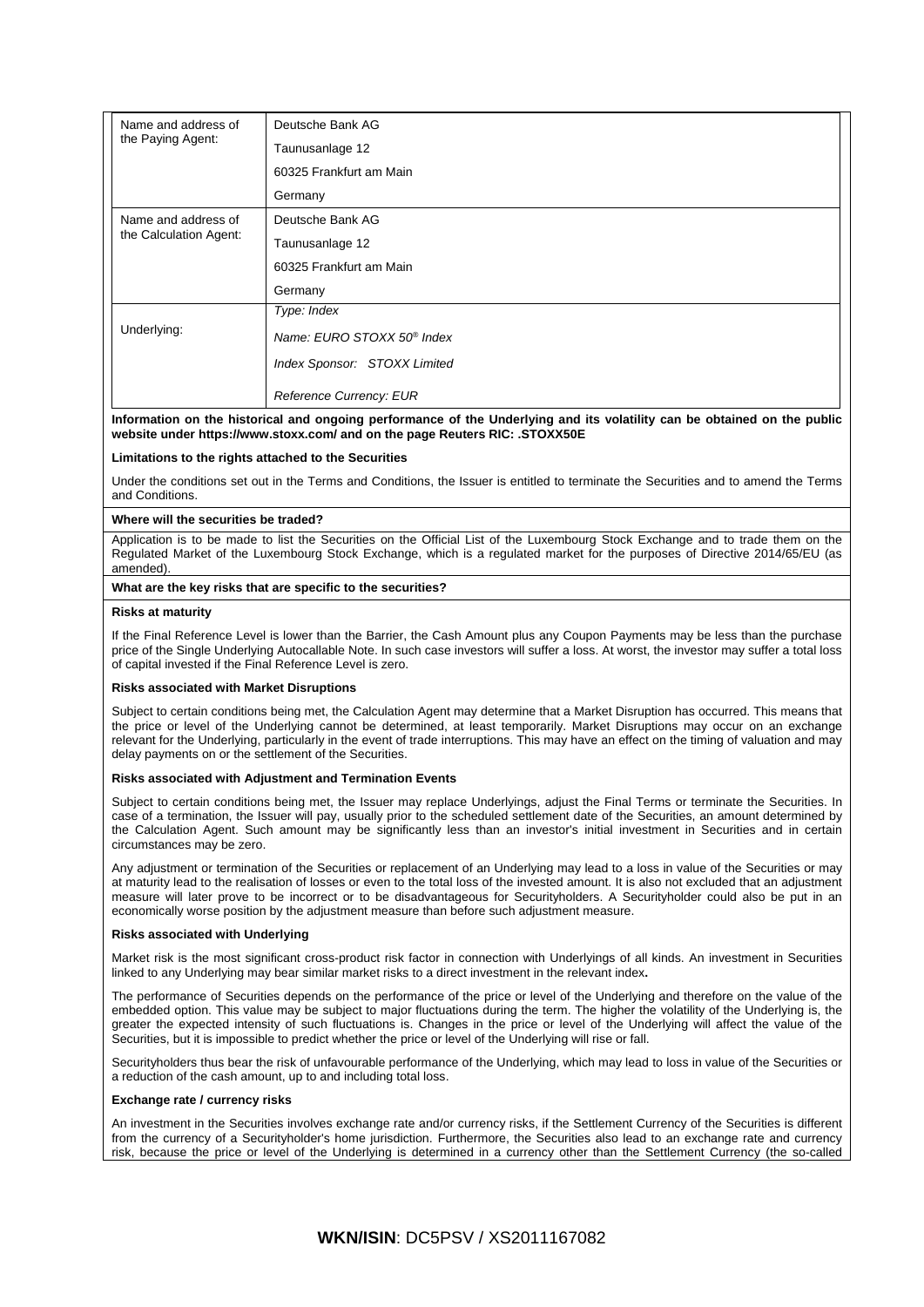| | |
|---|---|
| Name and address of the Paying Agent: | Deutsche Bank AG<br>Taunusanlage 12<br>60325 Frankfurt am Main<br>Germany |
| Name and address of the Calculation Agent: | Deutsche Bank AG<br>Taunusanlage 12<br>60325 Frankfurt am Main<br>Germany |
| Underlying: | *Type: Index*<br>*Name: EURO STOXX 50® Index*<br>*Index Sponsor: STOXX Limited*<br>*Reference Currency: EUR* |

**Information on the historical and ongoing performance of the Underlying and its volatility can be obtained on the public website under https://www.stoxx.com/ and on the page Reuters RIC: .STOXX50E**

**Limitations to the rights attached to the Securities**

Under the conditions set out in the Terms and Conditions, the Issuer is entitled to terminate the Securities and to amend the Terms and Conditions.

**Where will the securities be traded?**

Application is to be made to list the Securities on the Official List of the Luxembourg Stock Exchange and to trade them on the Regulated Market of the Luxembourg Stock Exchange, which is a regulated market for the purposes of Directive 2014/65/EU (as amended).

**What are the key risks that are specific to the securities?**

**Risks at maturity**

If the Final Reference Level is lower than the Barrier, the Cash Amount plus any Coupon Payments may be less than the purchase price of the Single Underlying Autocallable Note. In such case investors will suffer a loss. At worst, the investor may suffer a total loss of capital invested if the Final Reference Level is zero.

**Risks associated with Market Disruptions**

Subject to certain conditions being met, the Calculation Agent may determine that a Market Disruption has occurred. This means that the price or level of the Underlying cannot be determined, at least temporarily. Market Disruptions may occur on an exchange relevant for the Underlying, particularly in the event of trade interruptions. This may have an effect on the timing of valuation and may delay payments on or the settlement of the Securities.

**Risks associated with Adjustment and Termination Events**

Subject to certain conditions being met, the Issuer may replace Underlyings, adjust the Final Terms or terminate the Securities. In case of a termination, the Issuer will pay, usually prior to the scheduled settlement date of the Securities, an amount determined by the Calculation Agent. Such amount may be significantly less than an investor's initial investment in Securities and in certain circumstances may be zero.

Any adjustment or termination of the Securities or replacement of an Underlying may lead to a loss in value of the Securities or may at maturity lead to the realisation of losses or even to the total loss of the invested amount. It is also not excluded that an adjustment measure will later prove to be incorrect or to be disadvantageous for Securityholders. A Securityholder could also be put in an economically worse position by the adjustment measure than before such adjustment measure.

**Risks associated with Underlying**

Market risk is the most significant cross-product risk factor in connection with Underlyings of all kinds. An investment in Securities linked to any Underlying may bear similar market risks to a direct investment in the relevant index**.**

The performance of Securities depends on the performance of the price or level of the Underlying and therefore on the value of the embedded option. This value may be subject to major fluctuations during the term. The higher the volatility of the Underlying is, the greater the expected intensity of such fluctuations is. Changes in the price or level of the Underlying will affect the value of the Securities, but it is impossible to predict whether the price or level of the Underlying will rise or fall.

Securityholders thus bear the risk of unfavourable performance of the Underlying, which may lead to loss in value of the Securities or a reduction of the cash amount, up to and including total loss.

**Exchange rate / currency risks**

An investment in the Securities involves exchange rate and/or currency risks, if the Settlement Currency of the Securities is different from the currency of a Securityholder's home jurisdiction. Furthermore, the Securities also lead to an exchange rate and currency risk, because the price or level of the Underlying is determined in a currency other than the Settlement Currency (the so-called

**WKN/ISIN**: DC5PSV / XS2011167082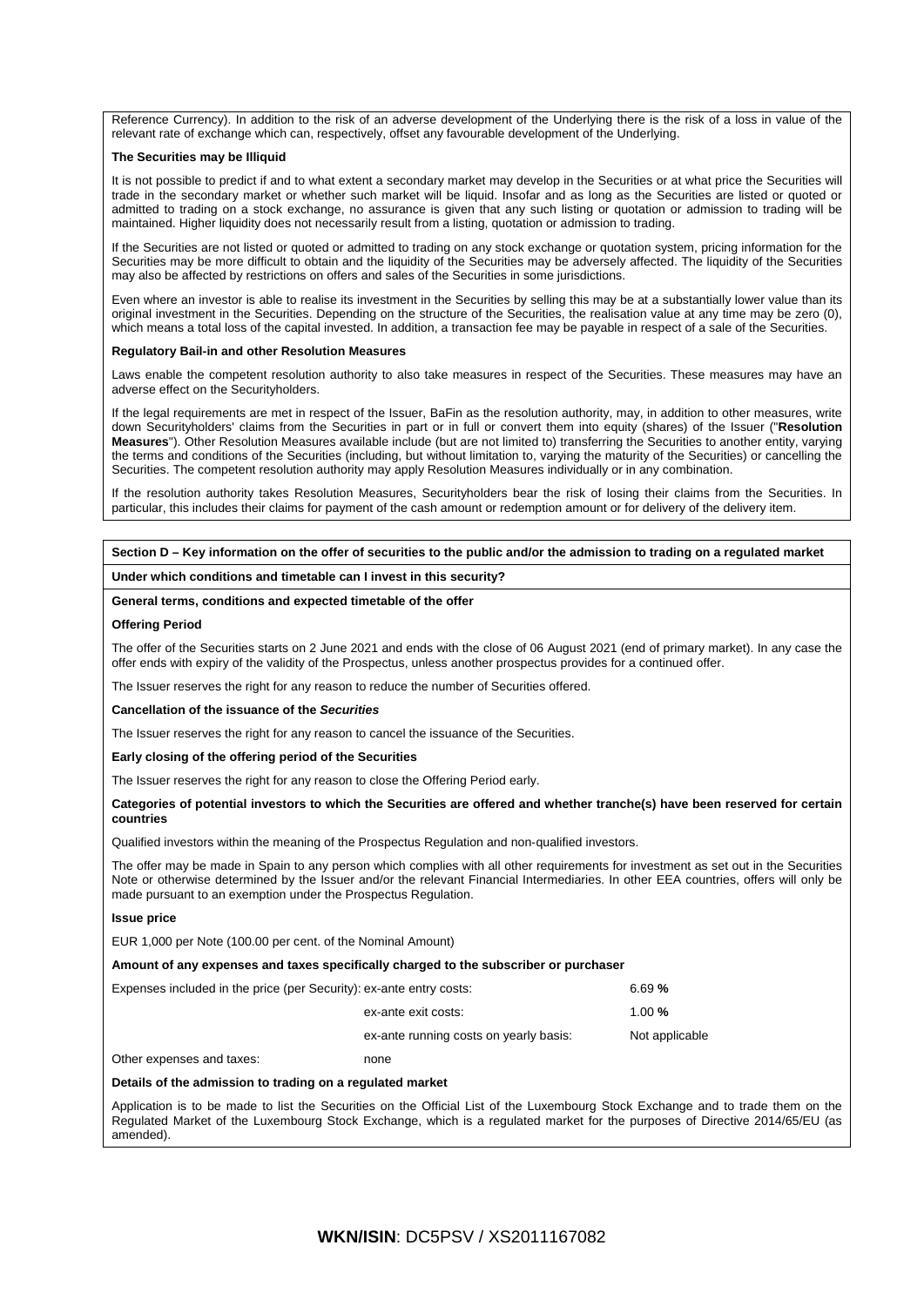Reference Currency). In addition to the risk of an adverse development of the Underlying there is the risk of a loss in value of the relevant rate of exchange which can, respectively, offset any favourable development of the Underlying.

**The Securities may be Illiquid**

It is not possible to predict if and to what extent a secondary market may develop in the Securities or at what price the Securities will trade in the secondary market or whether such market will be liquid. Insofar and as long as the Securities are listed or quoted or admitted to trading on a stock exchange, no assurance is given that any such listing or quotation or admission to trading will be maintained. Higher liquidity does not necessarily result from a listing, quotation or admission to trading.

If the Securities are not listed or quoted or admitted to trading on any stock exchange or quotation system, pricing information for the Securities may be more difficult to obtain and the liquidity of the Securities may be adversely affected. The liquidity of the Securities may also be affected by restrictions on offers and sales of the Securities in some jurisdictions.

Even where an investor is able to realise its investment in the Securities by selling this may be at a substantially lower value than its original investment in the Securities. Depending on the structure of the Securities, the realisation value at any time may be zero (0), which means a total loss of the capital invested. In addition, a transaction fee may be payable in respect of a sale of the Securities.

**Regulatory Bail-in and other Resolution Measures**

Laws enable the competent resolution authority to also take measures in respect of the Securities. These measures may have an adverse effect on the Securityholders.

If the legal requirements are met in respect of the Issuer, BaFin as the resolution authority, may, in addition to other measures, write down Securityholders' claims from the Securities in part or in full or convert them into equity (shares) of the Issuer ("**Resolution Measures**"). Other Resolution Measures available include (but are not limited to) transferring the Securities to another entity, varying the terms and conditions of the Securities (including, but without limitation to, varying the maturity of the Securities) or cancelling the Securities. The competent resolution authority may apply Resolution Measures individually or in any combination.

If the resolution authority takes Resolution Measures, Securityholders bear the risk of losing their claims from the Securities. In particular, this includes their claims for payment of the cash amount or redemption amount or for delivery of the delivery item.

**Section D – Key information on the offer of securities to the public and/or the admission to trading on a regulated market**

**Under which conditions and timetable can I invest in this security?**

**General terms, conditions and expected timetable of the offer**

**Offering Period**

The offer of the Securities starts on 2 June 2021 and ends with the close of 06 August 2021 (end of primary market). In any case the offer ends with expiry of the validity of the Prospectus, unless another prospectus provides for a continued offer.

The Issuer reserves the right for any reason to reduce the number of Securities offered.

**Cancellation of the issuance of the *Securities***

The Issuer reserves the right for any reason to cancel the issuance of the Securities.

**Early closing of the offering period of the Securities**

The Issuer reserves the right for any reason to close the Offering Period early.

**Categories of potential investors to which the Securities are offered and whether tranche(s) have been reserved for certain countries**

Qualified investors within the meaning of the Prospectus Regulation and non-qualified investors.

The offer may be made in Spain to any person which complies with all other requirements for investment as set out in the Securities Note or otherwise determined by the Issuer and/or the relevant Financial Intermediaries. In other EEA countries, offers will only be made pursuant to an exemption under the Prospectus Regulation.

**Issue price**

EUR 1,000 per Note (100.00 per cent. of the Nominal Amount)

**Amount of any expenses and taxes specifically charged to the subscriber or purchaser**

| | | |
|---|---|---|
| Expenses included in the price (per Security): | ex-ante entry costs: | 6.69 **%** |
| | ex-ante exit costs: | 1.00 **%** |
| | ex-ante running costs on yearly basis: | Not applicable |
| Other expenses and taxes: | none | |

**Details of the admission to trading on a regulated market**

Application is to be made to list the Securities on the Official List of the Luxembourg Stock Exchange and to trade them on the Regulated Market of the Luxembourg Stock Exchange, which is a regulated market for the purposes of Directive 2014/65/EU (as amended).

**WKN/ISIN**: DC5PSV / XS2011167082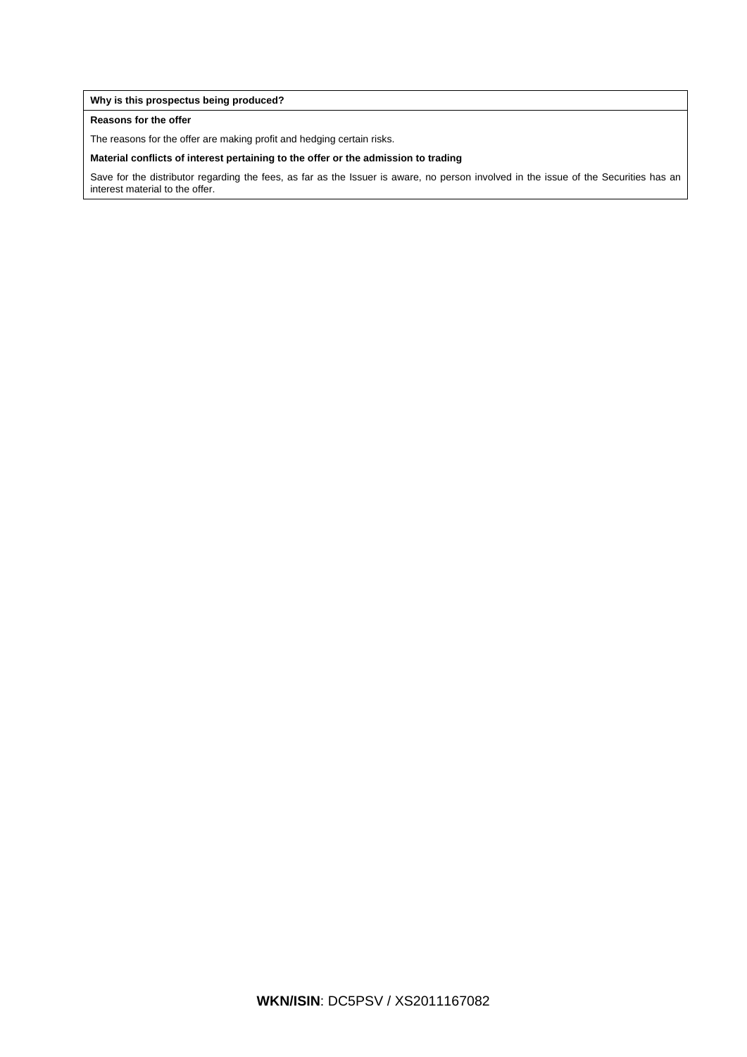**Why is this prospectus being produced?**

**Reasons for the offer**

The reasons for the offer are making profit and hedging certain risks.

**Material conflicts of interest pertaining to the offer or the admission to trading**

Save for the distributor regarding the fees, as far as the Issuer is aware, no person involved in the issue of the Securities has an interest material to the offer.

**WKN/ISIN**: DC5PSV / XS2011167082